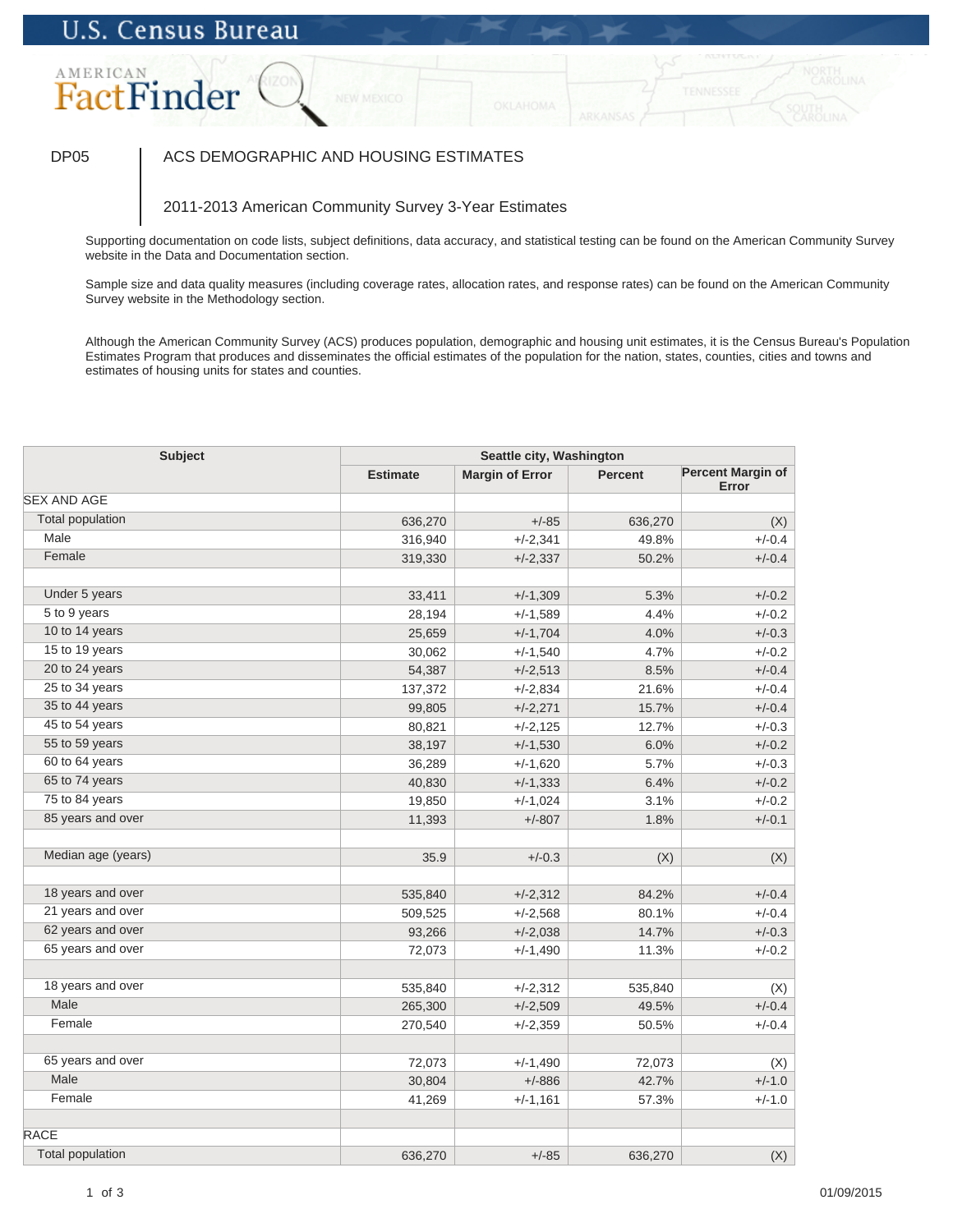U.S. Census Bureau

AMERICAN FactFinder

DP05 | ACS DEMOGRAPHIC AND HOUSING ESTIMATES

2011-2013 American Community Survey 3-Year Estimates

Supporting documentation on code lists, subject definitions, data accuracy, and statistical testing can be found on the American Community Survey website in the Data and Documentation section.

Sample size and data quality measures (including coverage rates, allocation rates, and response rates) can be found on the American Community Survey website in the Methodology section.

Although the American Community Survey (ACS) produces population, demographic and housing unit estimates, it is the Census Bureau's Population Estimates Program that produces and disseminates the official estimates of the population for the nation, states, counties, cities and towns and estimates of housing units for states and counties.

| Subject | Seattle city, Washington | | | |
|---|---|---|---|---|
| | Estimate | Margin of Error | Percent | Percent Margin of Error |
| SEX AND AGE | | | | |
| Total population | 636,270 | +/-85 | 636,270 | (X) |
| Male | 316,940 | +/-2,341 | 49.8% | +/-0.4 |
| Female | 319,330 | +/-2,337 | 50.2% | +/-0.4 |
| | | | | |
| Under 5 years | 33,411 | +/-1,309 | 5.3% | +/-0.2 |
| 5 to 9 years | 28,194 | +/-1,589 | 4.4% | +/-0.2 |
| 10 to 14 years | 25,659 | +/-1,704 | 4.0% | +/-0.3 |
| 15 to 19 years | 30,062 | +/-1,540 | 4.7% | +/-0.2 |
| 20 to 24 years | 54,387 | +/-2,513 | 8.5% | +/-0.4 |
| 25 to 34 years | 137,372 | +/-2,834 | 21.6% | +/-0.4 |
| 35 to 44 years | 99,805 | +/-2,271 | 15.7% | +/-0.4 |
| 45 to 54 years | 80,821 | +/-2,125 | 12.7% | +/-0.3 |
| 55 to 59 years | 38,197 | +/-1,530 | 6.0% | +/-0.2 |
| 60 to 64 years | 36,289 | +/-1,620 | 5.7% | +/-0.3 |
| 65 to 74 years | 40,830 | +/-1,333 | 6.4% | +/-0.2 |
| 75 to 84 years | 19,850 | +/-1,024 | 3.1% | +/-0.2 |
| 85 years and over | 11,393 | +/-807 | 1.8% | +/-0.1 |
| | | | | |
| Median age (years) | 35.9 | +/-0.3 | (X) | (X) |
| | | | | |
| 18 years and over | 535,840 | +/-2,312 | 84.2% | +/-0.4 |
| 21 years and over | 509,525 | +/-2,568 | 80.1% | +/-0.4 |
| 62 years and over | 93,266 | +/-2,038 | 14.7% | +/-0.3 |
| 65 years and over | 72,073 | +/-1,490 | 11.3% | +/-0.2 |
| | | | | |
| 18 years and over | 535,840 | +/-2,312 | 535,840 | (X) |
| Male | 265,300 | +/-2,509 | 49.5% | +/-0.4 |
| Female | 270,540 | +/-2,359 | 50.5% | +/-0.4 |
| | | | | |
| 65 years and over | 72,073 | +/-1,490 | 72,073 | (X) |
| Male | 30,804 | +/-886 | 42.7% | +/-1.0 |
| Female | 41,269 | +/-1,161 | 57.3% | +/-1.0 |
| | | | | |
| RACE | | | | |
| Total population | 636,270 | +/-85 | 636,270 | (X) |

01/09/2015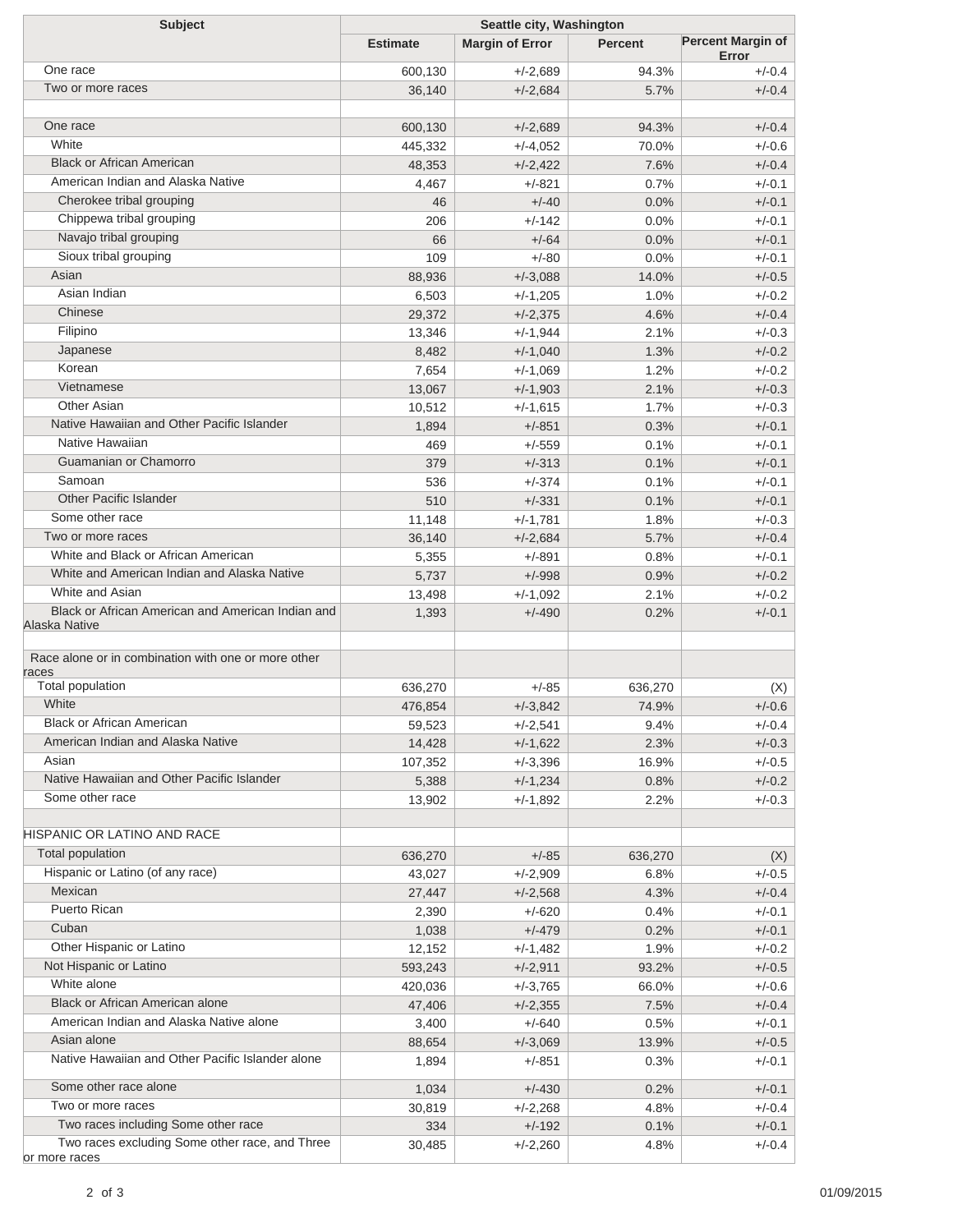| Subject | Seattle city, Washington | | | |
|---|---|---|---|---|
| | Estimate | Margin of Error | Percent | Percent Margin of Error |
| One race | 600,130 | +/-2,689 | 94.3% | +/-0.4 |
| Two or more races | 36,140 | +/-2,684 | 5.7% | +/-0.4 |
| | | | | |
| One race | 600,130 | +/-2,689 | 94.3% | +/-0.4 |
| White | 445,332 | +/-4,052 | 70.0% | +/-0.6 |
| Black or African American | 48,353 | +/-2,422 | 7.6% | +/-0.4 |
| American Indian and Alaska Native | 4,467 | +/-821 | 0.7% | +/-0.1 |
| Cherokee tribal grouping | 46 | +/-40 | 0.0% | +/-0.1 |
| Chippewa tribal grouping | 206 | +/-142 | 0.0% | +/-0.1 |
| Navajo tribal grouping | 66 | +/-64 | 0.0% | +/-0.1 |
| Sioux tribal grouping | 109 | +/-80 | 0.0% | +/-0.1 |
| Asian | 88,936 | +/-3,088 | 14.0% | +/-0.5 |
| Asian Indian | 6,503 | +/-1,205 | 1.0% | +/-0.2 |
| Chinese | 29,372 | +/-2,375 | 4.6% | +/-0.4 |
| Filipino | 13,346 | +/-1,944 | 2.1% | +/-0.3 |
| Japanese | 8,482 | +/-1,040 | 1.3% | +/-0.2 |
| Korean | 7,654 | +/-1,069 | 1.2% | +/-0.2 |
| Vietnamese | 13,067 | +/-1,903 | 2.1% | +/-0.3 |
| Other Asian | 10,512 | +/-1,615 | 1.7% | +/-0.3 |
| Native Hawaiian and Other Pacific Islander | 1,894 | +/-851 | 0.3% | +/-0.1 |
| Native Hawaiian | 469 | +/-559 | 0.1% | +/-0.1 |
| Guamanian or Chamorro | 379 | +/-313 | 0.1% | +/-0.1 |
| Samoan | 536 | +/-374 | 0.1% | +/-0.1 |
| Other Pacific Islander | 510 | +/-331 | 0.1% | +/-0.1 |
| Some other race | 11,148 | +/-1,781 | 1.8% | +/-0.3 |
| Two or more races | 36,140 | +/-2,684 | 5.7% | +/-0.4 |
| White and Black or African American | 5,355 | +/-891 | 0.8% | +/-0.1 |
| White and American Indian and Alaska Native | 5,737 | +/-998 | 0.9% | +/-0.2 |
| White and Asian | 13,498 | +/-1,092 | 2.1% | +/-0.2 |
| Black or African American and American Indian and Alaska Native | 1,393 | +/-490 | 0.2% | +/-0.1 |
| | | | | |
| Race alone or in combination with one or more other races | | | | |
| Total population | 636,270 | +/-85 | 636,270 | (X) |
| White | 476,854 | +/-3,842 | 74.9% | +/-0.6 |
| Black or African American | 59,523 | +/-2,541 | 9.4% | +/-0.4 |
| American Indian and Alaska Native | 14,428 | +/-1,622 | 2.3% | +/-0.3 |
| Asian | 107,352 | +/-3,396 | 16.9% | +/-0.5 |
| Native Hawaiian and Other Pacific Islander | 5,388 | +/-1,234 | 0.8% | +/-0.2 |
| Some other race | 13,902 | +/-1,892 | 2.2% | +/-0.3 |
| | | | | |
| HISPANIC OR LATINO AND RACE | | | | |
| Total population | 636,270 | +/-85 | 636,270 | (X) |
| Hispanic or Latino (of any race) | 43,027 | +/-2,909 | 6.8% | +/-0.5 |
| Mexican | 27,447 | +/-2,568 | 4.3% | +/-0.4 |
| Puerto Rican | 2,390 | +/-620 | 0.4% | +/-0.1 |
| Cuban | 1,038 | +/-479 | 0.2% | +/-0.1 |
| Other Hispanic or Latino | 12,152 | +/-1,482 | 1.9% | +/-0.2 |
| Not Hispanic or Latino | 593,243 | +/-2,911 | 93.2% | +/-0.5 |
| White alone | 420,036 | +/-3,765 | 66.0% | +/-0.6 |
| Black or African American alone | 47,406 | +/-2,355 | 7.5% | +/-0.4 |
| American Indian and Alaska Native alone | 3,400 | +/-640 | 0.5% | +/-0.1 |
| Asian alone | 88,654 | +/-3,069 | 13.9% | +/-0.5 |
| Native Hawaiian and Other Pacific Islander alone | 1,894 | +/-851 | 0.3% | +/-0.1 |
| Some other race alone | 1,034 | +/-430 | 0.2% | +/-0.1 |
| Two or more races | 30,819 | +/-2,268 | 4.8% | +/-0.4 |
| Two races including Some other race | 334 | +/-192 | 0.1% | +/-0.1 |
| Two races excluding Some other race, and Three or more races | 30,485 | +/-2,260 | 4.8% | +/-0.4 |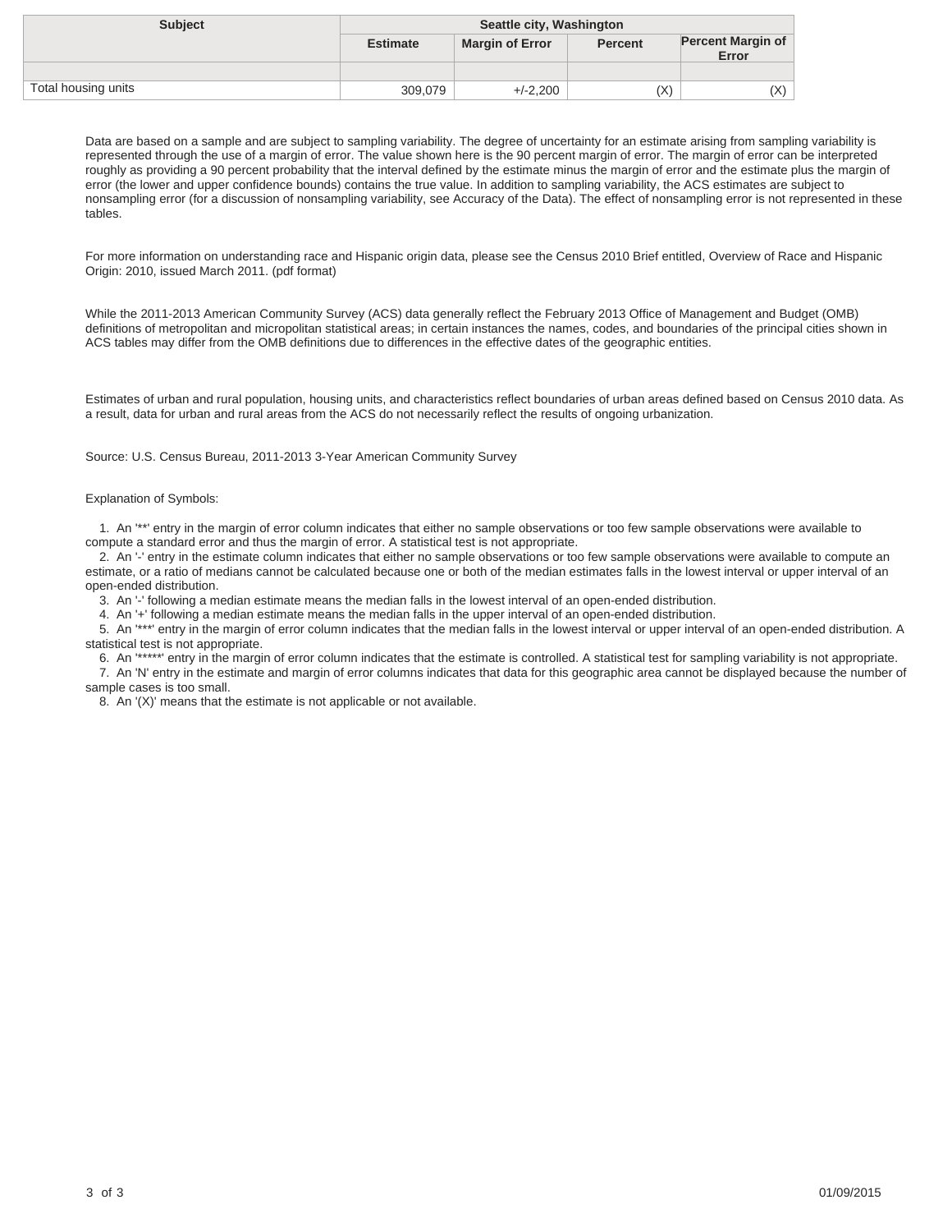| Subject | Seattle city, Washington | | | |
|---|---|---|---|---|
| | Estimate | Margin of Error | Percent | Percent Margin of Error |
| | | | | |
| Total housing units | 309,079 | +/-2,200 | (X) | (X) |

Data are based on a sample and are subject to sampling variability. The degree of uncertainty for an estimate arising from sampling variability is represented through the use of a margin of error. The value shown here is the 90 percent margin of error. The margin of error can be interpreted roughly as providing a 90 percent probability that the interval defined by the estimate minus the margin of error and the estimate plus the margin of error (the lower and upper confidence bounds) contains the true value. In addition to sampling variability, the ACS estimates are subject to nonsampling error (for a discussion of nonsampling variability, see Accuracy of the Data). The effect of nonsampling error is not represented in these tables.

For more information on understanding race and Hispanic origin data, please see the Census 2010 Brief entitled, Overview of Race and Hispanic Origin: 2010, issued March 2011. (pdf format)

While the 2011-2013 American Community Survey (ACS) data generally reflect the February 2013 Office of Management and Budget (OMB) definitions of metropolitan and micropolitan statistical areas; in certain instances the names, codes, and boundaries of the principal cities shown in ACS tables may differ from the OMB definitions due to differences in the effective dates of the geographic entities.

Estimates of urban and rural population, housing units, and characteristics reflect boundaries of urban areas defined based on Census 2010 data. As a result, data for urban and rural areas from the ACS do not necessarily reflect the results of ongoing urbanization.

Source: U.S. Census Bureau, 2011-2013 3-Year American Community Survey

Explanation of Symbols:

1. An '**' entry in the margin of error column indicates that either no sample observations or too few sample observations were available to compute a standard error and thus the margin of error. A statistical test is not appropriate.
2. An '-' entry in the estimate column indicates that either no sample observations or too few sample observations were available to compute an estimate, or a ratio of medians cannot be calculated because one or both of the median estimates falls in the lowest interval or upper interval of an open-ended distribution.
3. An '-' following a median estimate means the median falls in the lowest interval of an open-ended distribution.
4. An '+' following a median estimate means the median falls in the upper interval of an open-ended distribution.
5. An '***' entry in the margin of error column indicates that the median falls in the lowest interval or upper interval of an open-ended distribution. A statistical test is not appropriate.
6. An '*****' entry in the margin of error column indicates that the estimate is controlled. A statistical test for sampling variability is not appropriate.
7. An 'N' entry in the estimate and margin of error columns indicates that data for this geographic area cannot be displayed because the number of sample cases is too small.
8. An '(X)' means that the estimate is not applicable or not available.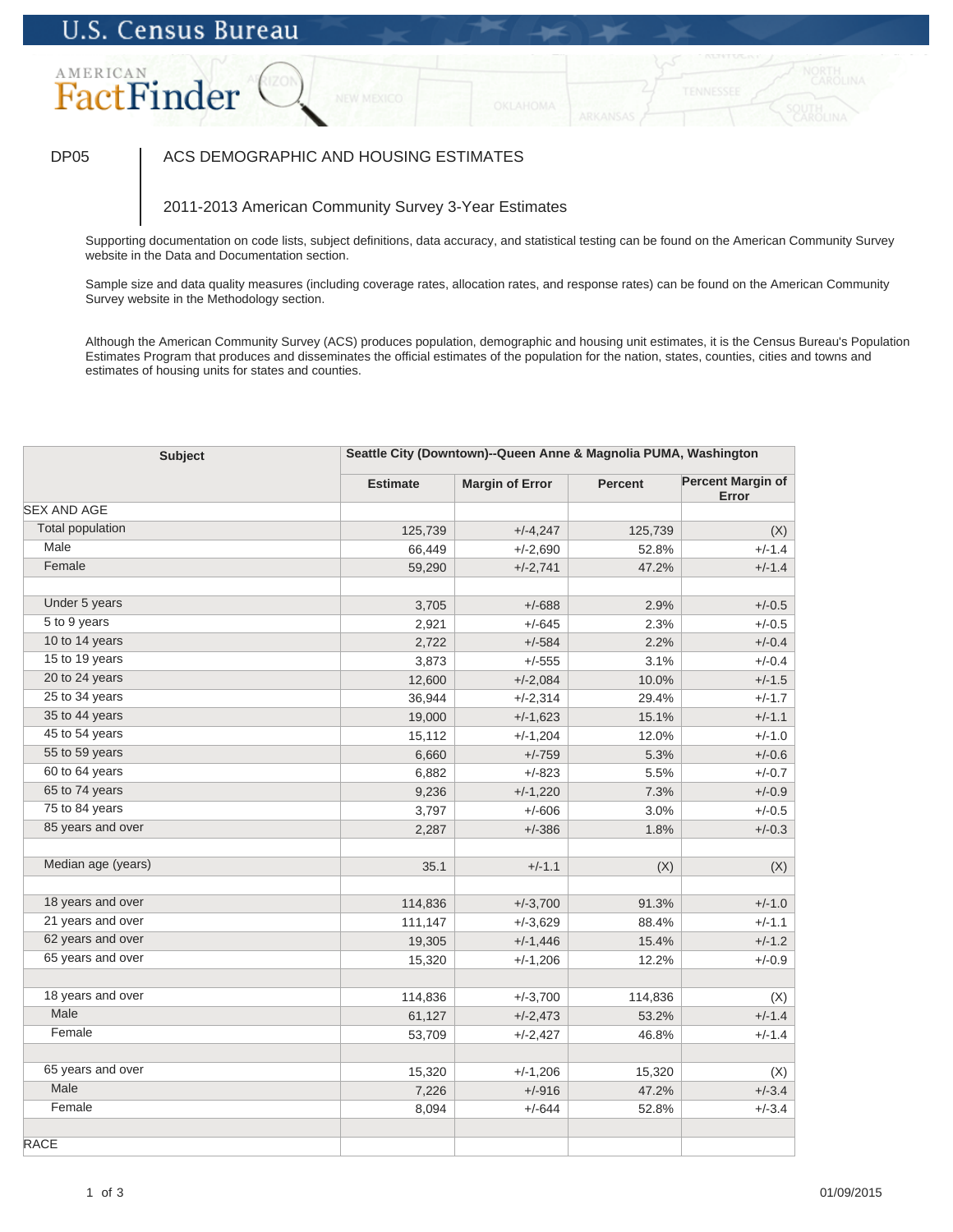U.S. Census Bureau

AMERICAN FactFinder

DP05 | ACS DEMOGRAPHIC AND HOUSING ESTIMATES

2011-2013 American Community Survey 3-Year Estimates

Supporting documentation on code lists, subject definitions, data accuracy, and statistical testing can be found on the American Community Survey website in the Data and Documentation section.

Sample size and data quality measures (including coverage rates, allocation rates, and response rates) can be found on the American Community Survey website in the Methodology section.

Although the American Community Survey (ACS) produces population, demographic and housing unit estimates, it is the Census Bureau's Population Estimates Program that produces and disseminates the official estimates of the population for the nation, states, counties, cities and towns and estimates of housing units for states and counties.

| Subject | Seattle City (Downtown)--Queen Anne & Magnolia PUMA, Washington | | | |
|---|---|---|---|---|
| | Estimate | Margin of Error | Percent | Percent Margin of Error |
| SEX AND AGE | | | | |
| Total population | 125,739 | +/-4,247 | 125,739 | (X) |
| Male | 66,449 | +/-2,690 | 52.8% | +/-1.4 |
| Female | 59,290 | +/-2,741 | 47.2% | +/-1.4 |
| | | | | |
| Under 5 years | 3,705 | +/-688 | 2.9% | +/-0.5 |
| 5 to 9 years | 2,921 | +/-645 | 2.3% | +/-0.5 |
| 10 to 14 years | 2,722 | +/-584 | 2.2% | +/-0.4 |
| 15 to 19 years | 3,873 | +/-555 | 3.1% | +/-0.4 |
| 20 to 24 years | 12,600 | +/-2,084 | 10.0% | +/-1.5 |
| 25 to 34 years | 36,944 | +/-2,314 | 29.4% | +/-1.7 |
| 35 to 44 years | 19,000 | +/-1,623 | 15.1% | +/-1.1 |
| 45 to 54 years | 15,112 | +/-1,204 | 12.0% | +/-1.0 |
| 55 to 59 years | 6,660 | +/-759 | 5.3% | +/-0.6 |
| 60 to 64 years | 6,882 | +/-823 | 5.5% | +/-0.7 |
| 65 to 74 years | 9,236 | +/-1,220 | 7.3% | +/-0.9 |
| 75 to 84 years | 3,797 | +/-606 | 3.0% | +/-0.5 |
| 85 years and over | 2,287 | +/-386 | 1.8% | +/-0.3 |
| | | | | |
| Median age (years) | 35.1 | +/-1.1 | (X) | (X) |
| | | | | |
| 18 years and over | 114,836 | +/-3,700 | 91.3% | +/-1.0 |
| 21 years and over | 111,147 | +/-3,629 | 88.4% | +/-1.1 |
| 62 years and over | 19,305 | +/-1,446 | 15.4% | +/-1.2 |
| 65 years and over | 15,320 | +/-1,206 | 12.2% | +/-0.9 |
| | | | | |
| 18 years and over | 114,836 | +/-3,700 | 114,836 | (X) |
| Male | 61,127 | +/-2,473 | 53.2% | +/-1.4 |
| Female | 53,709 | +/-2,427 | 46.8% | +/-1.4 |
| | | | | |
| 65 years and over | 15,320 | +/-1,206 | 15,320 | (X) |
| Male | 7,226 | +/-916 | 47.2% | +/-3.4 |
| Female | 8,094 | +/-644 | 52.8% | +/-3.4 |
| | | | | |
| RACE | | | | |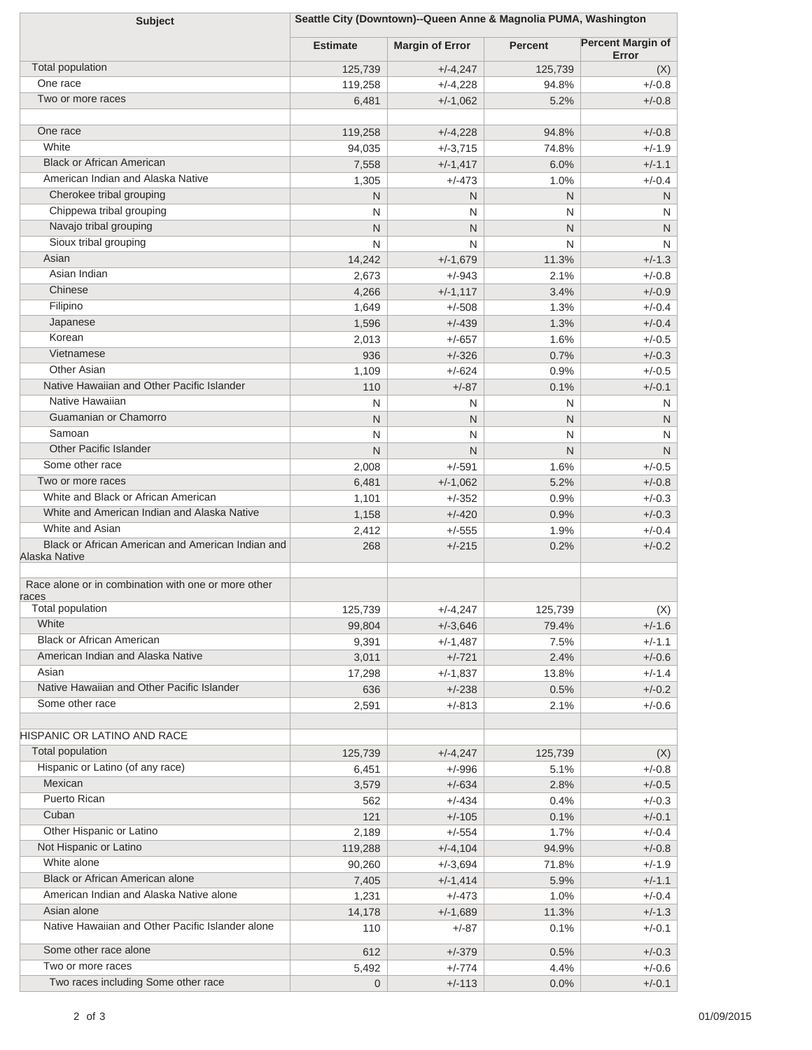| Subject | Seattle City (Downtown)--Queen Anne & Magnolia PUMA, Washington | | | |
|---|---|---|---|---|
| | Estimate | Margin of Error | Percent | Percent Margin of Error |
| Total population | 125,739 | +/-4,247 | 125,739 | (X) |
| One race | 119,258 | +/-4,228 | 94.8% | +/-0.8 |
| Two or more races | 6,481 | +/-1,062 | 5.2% | +/-0.8 |
| | | | | |
| One race | 119,258 | +/-4,228 | 94.8% | +/-0.8 |
| White | 94,035 | +/-3,715 | 74.8% | +/-1.9 |
| Black or African American | 7,558 | +/-1,417 | 6.0% | +/-1.1 |
| American Indian and Alaska Native | 1,305 | +/-473 | 1.0% | +/-0.4 |
| Cherokee tribal grouping | N | N | N | N |
| Chippewa tribal grouping | N | N | N | N |
| Navajo tribal grouping | N | N | N | N |
| Sioux tribal grouping | N | N | N | N |
| Asian | 14,242 | +/-1,679 | 11.3% | +/-1.3 |
| Asian Indian | 2,673 | +/-943 | 2.1% | +/-0.8 |
| Chinese | 4,266 | +/-1,117 | 3.4% | +/-0.9 |
| Filipino | 1,649 | +/-508 | 1.3% | +/-0.4 |
| Japanese | 1,596 | +/-439 | 1.3% | +/-0.4 |
| Korean | 2,013 | +/-657 | 1.6% | +/-0.5 |
| Vietnamese | 936 | +/-326 | 0.7% | +/-0.3 |
| Other Asian | 1,109 | +/-624 | 0.9% | +/-0.5 |
| Native Hawaiian and Other Pacific Islander | 110 | +/-87 | 0.1% | +/-0.1 |
| Native Hawaiian | N | N | N | N |
| Guamanian or Chamorro | N | N | N | N |
| Samoan | N | N | N | N |
| Other Pacific Islander | N | N | N | N |
| Some other race | 2,008 | +/-591 | 1.6% | +/-0.5 |
| Two or more races | 6,481 | +/-1,062 | 5.2% | +/-0.8 |
| White and Black or African American | 1,101 | +/-352 | 0.9% | +/-0.3 |
| White and American Indian and Alaska Native | 1,158 | +/-420 | 0.9% | +/-0.3 |
| White and Asian | 2,412 | +/-555 | 1.9% | +/-0.4 |
| Black or African American and American Indian and Alaska Native | 268 | +/-215 | 0.2% | +/-0.2 |
| | | | | |
| Race alone or in combination with one or more other races | | | | |
| Total population | 125,739 | +/-4,247 | 125,739 | (X) |
| White | 99,804 | +/-3,646 | 79.4% | +/-1.6 |
| Black or African American | 9,391 | +/-1,487 | 7.5% | +/-1.1 |
| American Indian and Alaska Native | 3,011 | +/-721 | 2.4% | +/-0.6 |
| Asian | 17,298 | +/-1,837 | 13.8% | +/-1.4 |
| Native Hawaiian and Other Pacific Islander | 636 | +/-238 | 0.5% | +/-0.2 |
| Some other race | 2,591 | +/-813 | 2.1% | +/-0.6 |
| | | | | |
| HISPANIC OR LATINO AND RACE | | | | |
| Total population | 125,739 | +/-4,247 | 125,739 | (X) |
| Hispanic or Latino (of any race) | 6,451 | +/-996 | 5.1% | +/-0.8 |
| Mexican | 3,579 | +/-634 | 2.8% | +/-0.5 |
| Puerto Rican | 562 | +/-434 | 0.4% | +/-0.3 |
| Cuban | 121 | +/-105 | 0.1% | +/-0.1 |
| Other Hispanic or Latino | 2,189 | +/-554 | 1.7% | +/-0.4 |
| Not Hispanic or Latino | 119,288 | +/-4,104 | 94.9% | +/-0.8 |
| White alone | 90,260 | +/-3,694 | 71.8% | +/-1.9 |
| Black or African American alone | 7,405 | +/-1,414 | 5.9% | +/-1.1 |
| American Indian and Alaska Native alone | 1,231 | +/-473 | 1.0% | +/-0.4 |
| Asian alone | 14,178 | +/-1,689 | 11.3% | +/-1.3 |
| Native Hawaiian and Other Pacific Islander alone | 110 | +/-87 | 0.1% | +/-0.1 |
| Some other race alone | 612 | +/-379 | 0.5% | +/-0.3 |
| Two or more races | 5,492 | +/-774 | 4.4% | +/-0.6 |
| Two races including Some other race | 0 | +/-113 | 0.0% | +/-0.1 |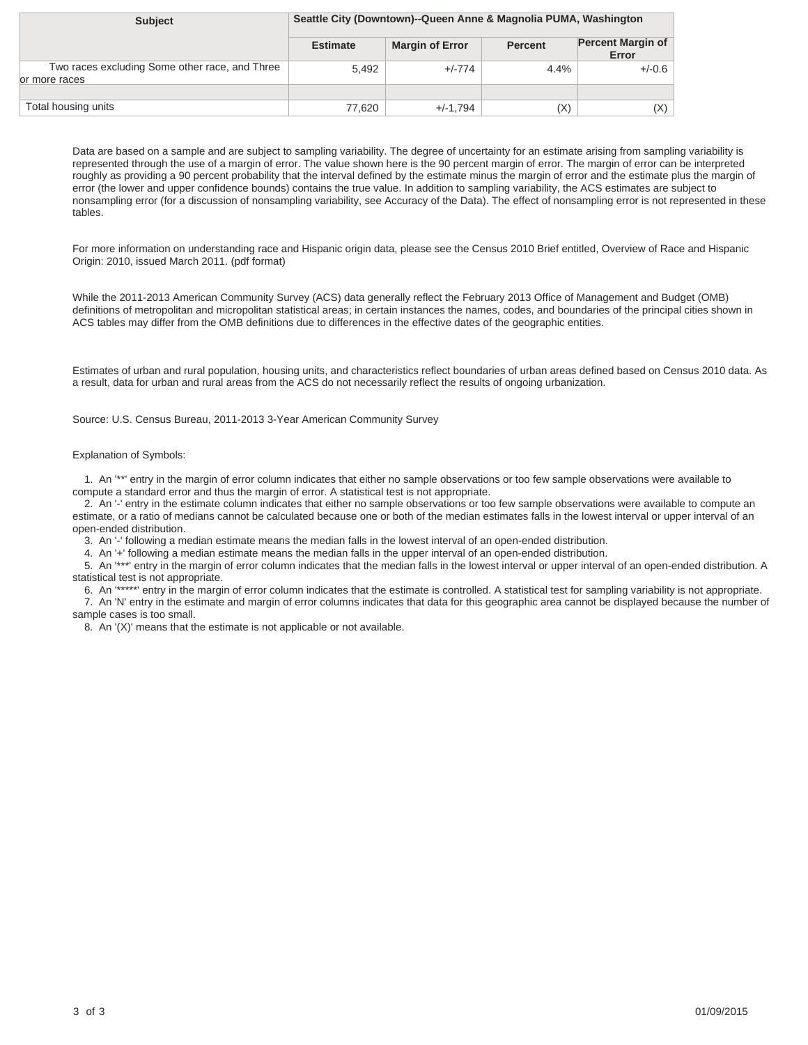| Subject | Seattle City (Downtown)--Queen Anne & Magnolia PUMA, Washington | | | |
|---|---|---|---|---|
| | Estimate | Margin of Error | Percent | Percent Margin of Error |
| Two races excluding Some other race, and Three or more races | 5,492 | +/-774 | 4.4% | +/-0.6 |
| | | | | |
| Total housing units | 77,620 | +/-1,794 | (X) | (X) |

Data are based on a sample and are subject to sampling variability. The degree of uncertainty for an estimate arising from sampling variability is represented through the use of a margin of error. The value shown here is the 90 percent margin of error. The margin of error can be interpreted roughly as providing a 90 percent probability that the interval defined by the estimate minus the margin of error and the estimate plus the margin of error (the lower and upper confidence bounds) contains the true value. In addition to sampling variability, the ACS estimates are subject to nonsampling error (for a discussion of nonsampling variability, see Accuracy of the Data). The effect of nonsampling error is not represented in these tables.

For more information on understanding race and Hispanic origin data, please see the Census 2010 Brief entitled, Overview of Race and Hispanic Origin: 2010, issued March 2011. (pdf format)

While the 2011-2013 American Community Survey (ACS) data generally reflect the February 2013 Office of Management and Budget (OMB) definitions of metropolitan and micropolitan statistical areas; in certain instances the names, codes, and boundaries of the principal cities shown in ACS tables may differ from the OMB definitions due to differences in the effective dates of the geographic entities.

Estimates of urban and rural population, housing units, and characteristics reflect boundaries of urban areas defined based on Census 2010 data. As a result, data for urban and rural areas from the ACS do not necessarily reflect the results of ongoing urbanization.

Source: U.S. Census Bureau, 2011-2013 3-Year American Community Survey

Explanation of Symbols:

1. An '**' entry in the margin of error column indicates that either no sample observations or too few sample observations were available to compute a standard error and thus the margin of error. A statistical test is not appropriate.
2. An '-' entry in the estimate column indicates that either no sample observations or too few sample observations were available to compute an estimate, or a ratio of medians cannot be calculated because one or both of the median estimates falls in the lowest interval or upper interval of an open-ended distribution.
3. An '-' following a median estimate means the median falls in the lowest interval of an open-ended distribution.
4. An '+' following a median estimate means the median falls in the upper interval of an open-ended distribution.
5. An '***' entry in the margin of error column indicates that the median falls in the lowest interval or upper interval of an open-ended distribution. A statistical test is not appropriate.
6. An '*****' entry in the margin of error column indicates that the estimate is controlled. A statistical test for sampling variability is not appropriate.
7. An 'N' entry in the estimate and margin of error columns indicates that data for this geographic area cannot be displayed because the number of sample cases is too small.
8. An '(X)' means that the estimate is not applicable or not available.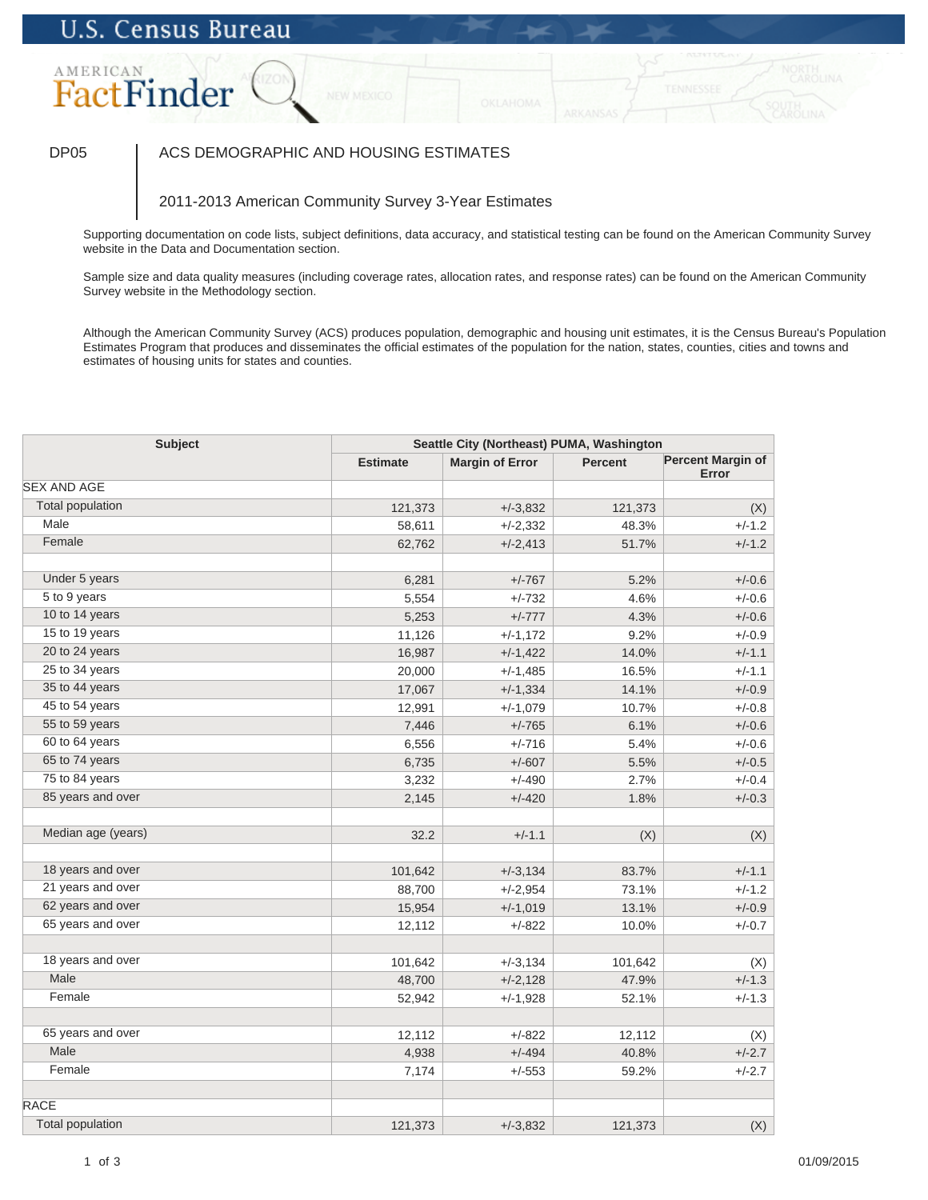U.S. Census Bureau

AMERICAN FactFinder

DP05 | ACS DEMOGRAPHIC AND HOUSING ESTIMATES

2011-2013 American Community Survey 3-Year Estimates

Supporting documentation on code lists, subject definitions, data accuracy, and statistical testing can be found on the American Community Survey website in the Data and Documentation section.

Sample size and data quality measures (including coverage rates, allocation rates, and response rates) can be found on the American Community Survey website in the Methodology section.

Although the American Community Survey (ACS) produces population, demographic and housing unit estimates, it is the Census Bureau's Population Estimates Program that produces and disseminates the official estimates of the population for the nation, states, counties, cities and towns and estimates of housing units for states and counties.

| Subject | Seattle City (Northeast) PUMA, Washington | | | |
|---|---|---|---|---|
| | Estimate | Margin of Error | Percent | Percent Margin of Error |
| SEX AND AGE | | | | |
| Total population | 121,373 | +/-3,832 | 121,373 | (X) |
| Male | 58,611 | +/-2,332 | 48.3% | +/-1.2 |
| Female | 62,762 | +/-2,413 | 51.7% | +/-1.2 |
| | | | | |
| Under 5 years | 6,281 | +/-767 | 5.2% | +/-0.6 |
| 5 to 9 years | 5,554 | +/-732 | 4.6% | +/-0.6 |
| 10 to 14 years | 5,253 | +/-777 | 4.3% | +/-0.6 |
| 15 to 19 years | 11,126 | +/-1,172 | 9.2% | +/-0.9 |
| 20 to 24 years | 16,987 | +/-1,422 | 14.0% | +/-1.1 |
| 25 to 34 years | 20,000 | +/-1,485 | 16.5% | +/-1.1 |
| 35 to 44 years | 17,067 | +/-1,334 | 14.1% | +/-0.9 |
| 45 to 54 years | 12,991 | +/-1,079 | 10.7% | +/-0.8 |
| 55 to 59 years | 7,446 | +/-765 | 6.1% | +/-0.6 |
| 60 to 64 years | 6,556 | +/-716 | 5.4% | +/-0.6 |
| 65 to 74 years | 6,735 | +/-607 | 5.5% | +/-0.5 |
| 75 to 84 years | 3,232 | +/-490 | 2.7% | +/-0.4 |
| 85 years and over | 2,145 | +/-420 | 1.8% | +/-0.3 |
| | | | | |
| Median age (years) | 32.2 | +/-1.1 | (X) | (X) |
| | | | | |
| 18 years and over | 101,642 | +/-3,134 | 83.7% | +/-1.1 |
| 21 years and over | 88,700 | +/-2,954 | 73.1% | +/-1.2 |
| 62 years and over | 15,954 | +/-1,019 | 13.1% | +/-0.9 |
| 65 years and over | 12,112 | +/-822 | 10.0% | +/-0.7 |
| | | | | |
| 18 years and over | 101,642 | +/-3,134 | 101,642 | (X) |
| Male | 48,700 | +/-2,128 | 47.9% | +/-1.3 |
| Female | 52,942 | +/-1,928 | 52.1% | +/-1.3 |
| | | | | |
| 65 years and over | 12,112 | +/-822 | 12,112 | (X) |
| Male | 4,938 | +/-494 | 40.8% | +/-2.7 |
| Female | 7,174 | +/-553 | 59.2% | +/-2.7 |
| | | | | |
| RACE | | | | |
| Total population | 121,373 | +/-3,832 | 121,373 | (X) |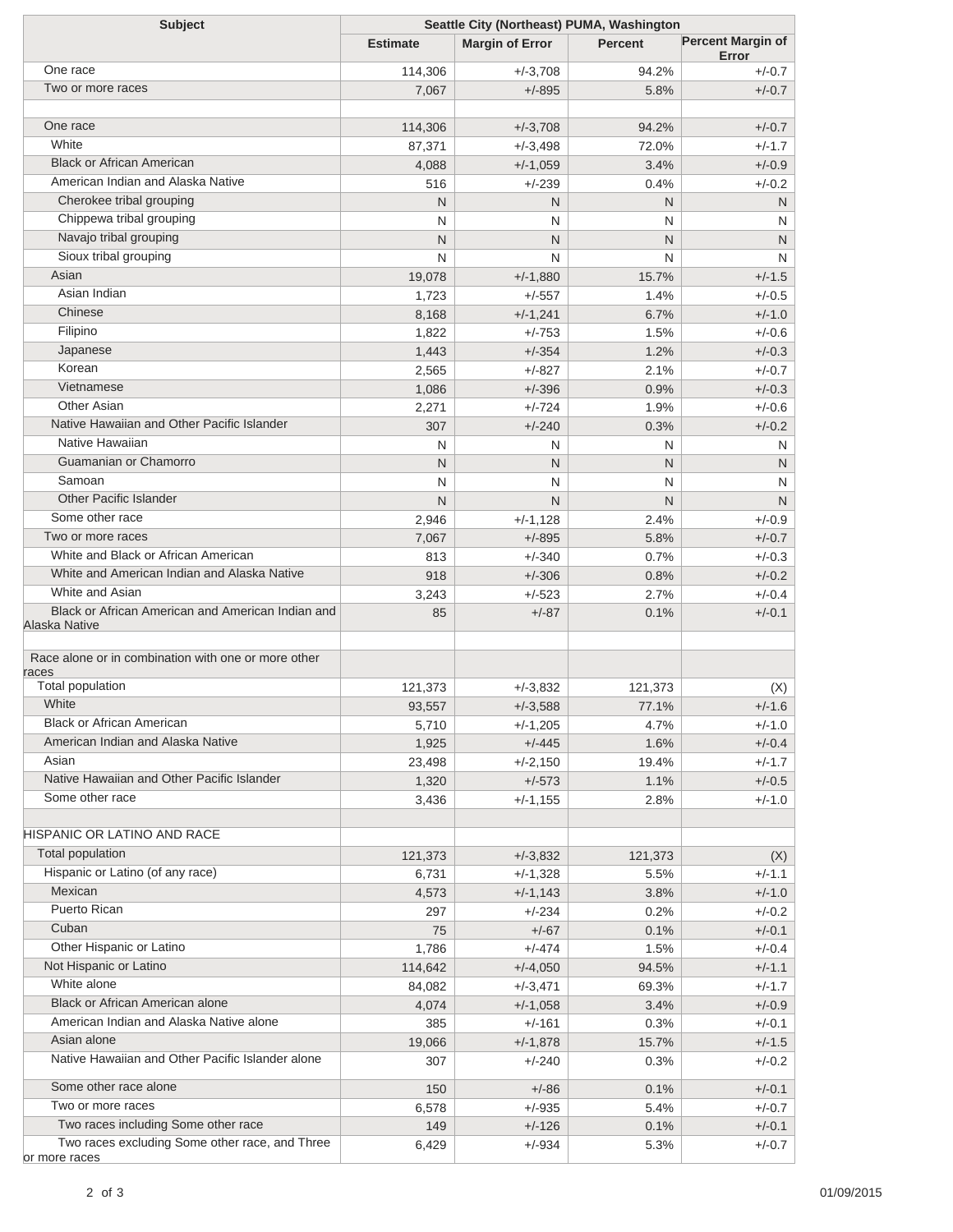| Subject | Seattle City (Northeast) PUMA, Washington | | | |
|---|---|---|---|---|
| | Estimate | Margin of Error | Percent | Percent Margin of Error |
| One race | 114,306 | +/-3,708 | 94.2% | +/-0.7 |
| Two or more races | 7,067 | +/-895 | 5.8% | +/-0.7 |
| | | | | |
| One race | 114,306 | +/-3,708 | 94.2% | +/-0.7 |
| White | 87,371 | +/-3,498 | 72.0% | +/-1.7 |
| Black or African American | 4,088 | +/-1,059 | 3.4% | +/-0.9 |
| American Indian and Alaska Native | 516 | +/-239 | 0.4% | +/-0.2 |
| Cherokee tribal grouping | N | N | N | N |
| Chippewa tribal grouping | N | N | N | N |
| Navajo tribal grouping | N | N | N | N |
| Sioux tribal grouping | N | N | N | N |
| Asian | 19,078 | +/-1,880 | 15.7% | +/-1.5 |
| Asian Indian | 1,723 | +/-557 | 1.4% | +/-0.5 |
| Chinese | 8,168 | +/-1,241 | 6.7% | +/-1.0 |
| Filipino | 1,822 | +/-753 | 1.5% | +/-0.6 |
| Japanese | 1,443 | +/-354 | 1.2% | +/-0.3 |
| Korean | 2,565 | +/-827 | 2.1% | +/-0.7 |
| Vietnamese | 1,086 | +/-396 | 0.9% | +/-0.3 |
| Other Asian | 2,271 | +/-724 | 1.9% | +/-0.6 |
| Native Hawaiian and Other Pacific Islander | 307 | +/-240 | 0.3% | +/-0.2 |
| Native Hawaiian | N | N | N | N |
| Guamanian or Chamorro | N | N | N | N |
| Samoan | N | N | N | N |
| Other Pacific Islander | N | N | N | N |
| Some other race | 2,946 | +/-1,128 | 2.4% | +/-0.9 |
| Two or more races | 7,067 | +/-895 | 5.8% | +/-0.7 |
| White and Black or African American | 813 | +/-340 | 0.7% | +/-0.3 |
| White and American Indian and Alaska Native | 918 | +/-306 | 0.8% | +/-0.2 |
| White and Asian | 3,243 | +/-523 | 2.7% | +/-0.4 |
| Black or African American and American Indian and Alaska Native | 85 | +/-87 | 0.1% | +/-0.1 |
| | | | | |
| Race alone or in combination with one or more other races | | | | |
| Total population | 121,373 | +/-3,832 | 121,373 | (X) |
| White | 93,557 | +/-3,588 | 77.1% | +/-1.6 |
| Black or African American | 5,710 | +/-1,205 | 4.7% | +/-1.0 |
| American Indian and Alaska Native | 1,925 | +/-445 | 1.6% | +/-0.4 |
| Asian | 23,498 | +/-2,150 | 19.4% | +/-1.7 |
| Native Hawaiian and Other Pacific Islander | 1,320 | +/-573 | 1.1% | +/-0.5 |
| Some other race | 3,436 | +/-1,155 | 2.8% | +/-1.0 |
| | | | | |
| HISPANIC OR LATINO AND RACE | | | | |
| Total population | 121,373 | +/-3,832 | 121,373 | (X) |
| Hispanic or Latino (of any race) | 6,731 | +/-1,328 | 5.5% | +/-1.1 |
| Mexican | 4,573 | +/-1,143 | 3.8% | +/-1.0 |
| Puerto Rican | 297 | +/-234 | 0.2% | +/-0.2 |
| Cuban | 75 | +/-67 | 0.1% | +/-0.1 |
| Other Hispanic or Latino | 1,786 | +/-474 | 1.5% | +/-0.4 |
| Not Hispanic or Latino | 114,642 | +/-4,050 | 94.5% | +/-1.1 |
| White alone | 84,082 | +/-3,471 | 69.3% | +/-1.7 |
| Black or African American alone | 4,074 | +/-1,058 | 3.4% | +/-0.9 |
| American Indian and Alaska Native alone | 385 | +/-161 | 0.3% | +/-0.1 |
| Asian alone | 19,066 | +/-1,878 | 15.7% | +/-1.5 |
| Native Hawaiian and Other Pacific Islander alone | 307 | +/-240 | 0.3% | +/-0.2 |
| Some other race alone | 150 | +/-86 | 0.1% | +/-0.1 |
| Two or more races | 6,578 | +/-935 | 5.4% | +/-0.7 |
| Two races including Some other race | 149 | +/-126 | 0.1% | +/-0.1 |
| Two races excluding Some other race, and Three or more races | 6,429 | +/-934 | 5.3% | +/-0.7 |

01/09/2015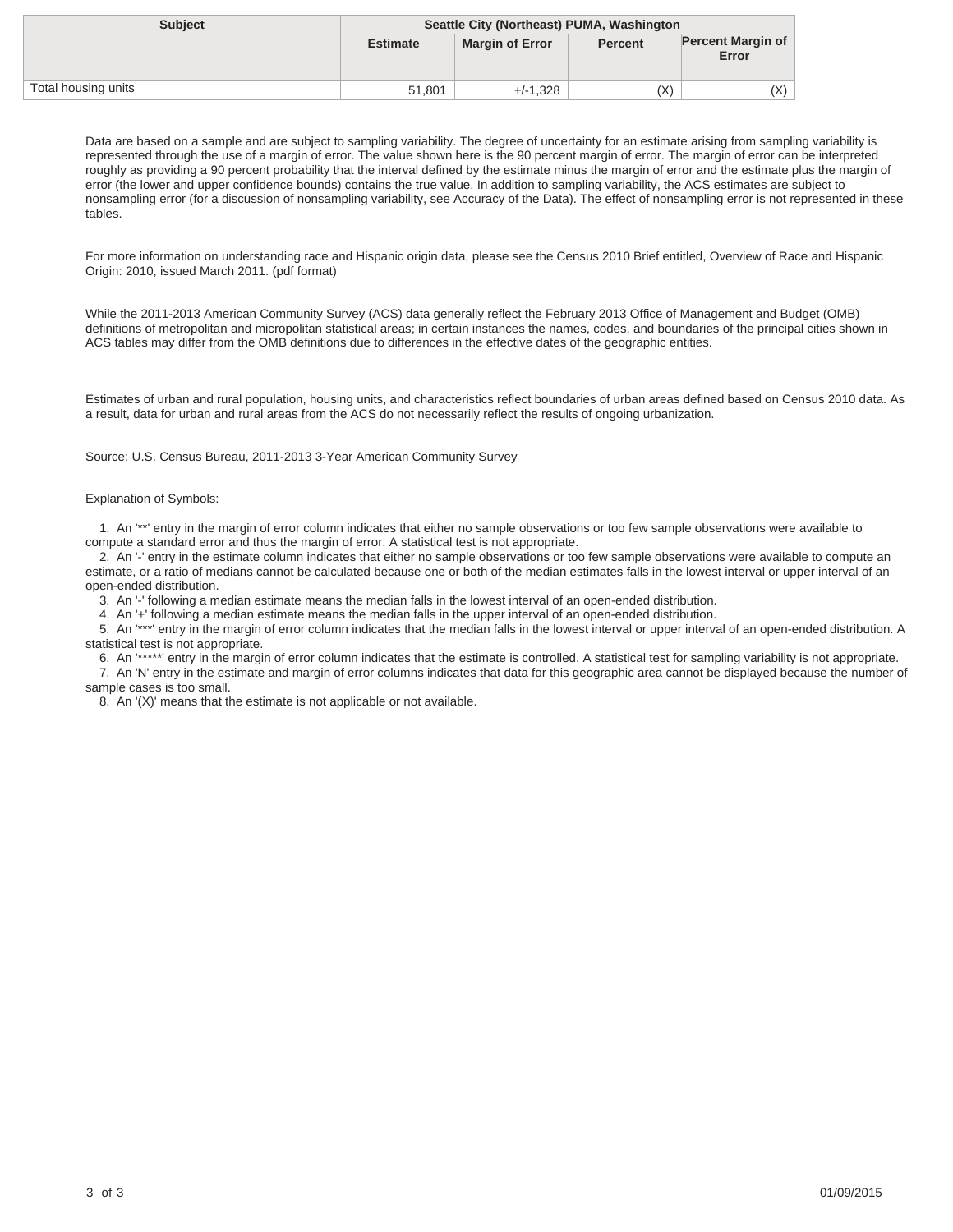| Subject | Seattle City (Northeast) PUMA, Washington | | | |
|---|---|---|---|---|
| | Estimate | Margin of Error | Percent | Percent Margin of Error |
| | | | | |
| Total housing units | 51,801 | +/-1,328 | (X) | (X) |

Data are based on a sample and are subject to sampling variability. The degree of uncertainty for an estimate arising from sampling variability is represented through the use of a margin of error. The value shown here is the 90 percent margin of error. The margin of error can be interpreted roughly as providing a 90 percent probability that the interval defined by the estimate minus the margin of error and the estimate plus the margin of error (the lower and upper confidence bounds) contains the true value. In addition to sampling variability, the ACS estimates are subject to nonsampling error (for a discussion of nonsampling variability, see Accuracy of the Data). The effect of nonsampling error is not represented in these tables.

For more information on understanding race and Hispanic origin data, please see the Census 2010 Brief entitled, Overview of Race and Hispanic Origin: 2010, issued March 2011. (pdf format)

While the 2011-2013 American Community Survey (ACS) data generally reflect the February 2013 Office of Management and Budget (OMB) definitions of metropolitan and micropolitan statistical areas; in certain instances the names, codes, and boundaries of the principal cities shown in ACS tables may differ from the OMB definitions due to differences in the effective dates of the geographic entities.

Estimates of urban and rural population, housing units, and characteristics reflect boundaries of urban areas defined based on Census 2010 data. As a result, data for urban and rural areas from the ACS do not necessarily reflect the results of ongoing urbanization.

Source: U.S. Census Bureau, 2011-2013 3-Year American Community Survey

Explanation of Symbols:

1. An '**' entry in the margin of error column indicates that either no sample observations or too few sample observations were available to compute a standard error and thus the margin of error. A statistical test is not appropriate.
2. An '-' entry in the estimate column indicates that either no sample observations or too few sample observations were available to compute an estimate, or a ratio of medians cannot be calculated because one or both of the median estimates falls in the lowest interval or upper interval of an open-ended distribution.
3. An '-' following a median estimate means the median falls in the lowest interval of an open-ended distribution.
4. An '+' following a median estimate means the median falls in the upper interval of an open-ended distribution.
5. An '***' entry in the margin of error column indicates that the median falls in the lowest interval or upper interval of an open-ended distribution. A statistical test is not appropriate.
6. An '*****' entry in the margin of error column indicates that the estimate is controlled. A statistical test for sampling variability is not appropriate.
7. An 'N' entry in the estimate and margin of error columns indicates that data for this geographic area cannot be displayed because the number of sample cases is too small.
8. An '(X)' means that the estimate is not applicable or not available.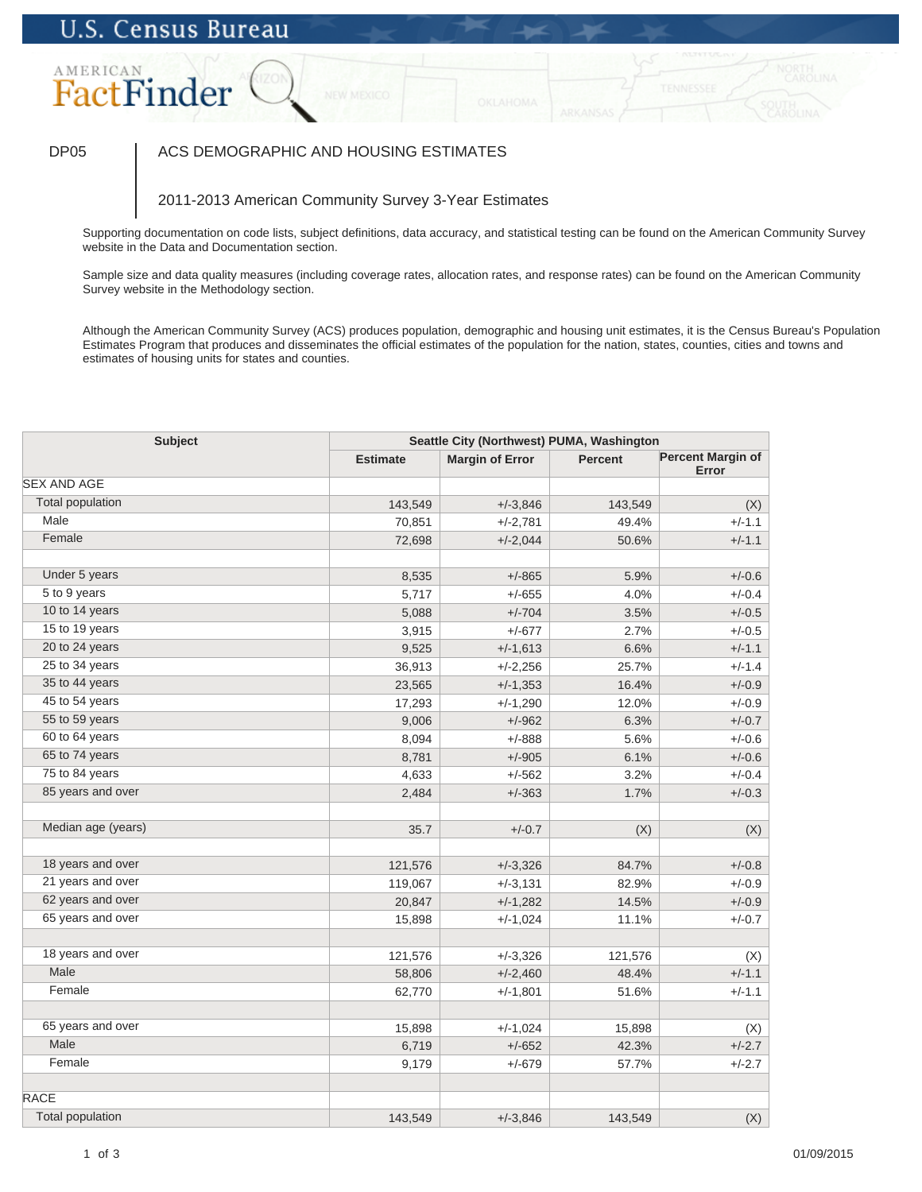U.S. Census Bureau

AMERICAN FactFinder

DP05 | ACS DEMOGRAPHIC AND HOUSING ESTIMATES

2011-2013 American Community Survey 3-Year Estimates

Supporting documentation on code lists, subject definitions, data accuracy, and statistical testing can be found on the American Community Survey website in the Data and Documentation section.

Sample size and data quality measures (including coverage rates, allocation rates, and response rates) can be found on the American Community Survey website in the Methodology section.

Although the American Community Survey (ACS) produces population, demographic and housing unit estimates, it is the Census Bureau's Population Estimates Program that produces and disseminates the official estimates of the population for the nation, states, counties, cities and towns and estimates of housing units for states and counties.

| Subject | Seattle City (Northwest) PUMA, Washington | | | |
|---|---|---|---|---|
| | Estimate | Margin of Error | Percent | Percent Margin of Error |
| SEX AND AGE | | | | |
| Total population | 143,549 | +/-3,846 | 143,549 | (X) |
| Male | 70,851 | +/-2,781 | 49.4% | +/-1.1 |
| Female | 72,698 | +/-2,044 | 50.6% | +/-1.1 |
| | | | | |
| Under 5 years | 8,535 | +/-865 | 5.9% | +/-0.6 |
| 5 to 9 years | 5,717 | +/-655 | 4.0% | +/-0.4 |
| 10 to 14 years | 5,088 | +/-704 | 3.5% | +/-0.5 |
| 15 to 19 years | 3,915 | +/-677 | 2.7% | +/-0.5 |
| 20 to 24 years | 9,525 | +/-1,613 | 6.6% | +/-1.1 |
| 25 to 34 years | 36,913 | +/-2,256 | 25.7% | +/-1.4 |
| 35 to 44 years | 23,565 | +/-1,353 | 16.4% | +/-0.9 |
| 45 to 54 years | 17,293 | +/-1,290 | 12.0% | +/-0.9 |
| 55 to 59 years | 9,006 | +/-962 | 6.3% | +/-0.7 |
| 60 to 64 years | 8,094 | +/-888 | 5.6% | +/-0.6 |
| 65 to 74 years | 8,781 | +/-905 | 6.1% | +/-0.6 |
| 75 to 84 years | 4,633 | +/-562 | 3.2% | +/-0.4 |
| 85 years and over | 2,484 | +/-363 | 1.7% | +/-0.3 |
| | | | | |
| Median age (years) | 35.7 | +/-0.7 | (X) | (X) |
| | | | | |
| 18 years and over | 121,576 | +/-3,326 | 84.7% | +/-0.8 |
| 21 years and over | 119,067 | +/-3,131 | 82.9% | +/-0.9 |
| 62 years and over | 20,847 | +/-1,282 | 14.5% | +/-0.9 |
| 65 years and over | 15,898 | +/-1,024 | 11.1% | +/-0.7 |
| | | | | |
| 18 years and over | 121,576 | +/-3,326 | 121,576 | (X) |
| Male | 58,806 | +/-2,460 | 48.4% | +/-1.1 |
| Female | 62,770 | +/-1,801 | 51.6% | +/-1.1 |
| | | | | |
| 65 years and over | 15,898 | +/-1,024 | 15,898 | (X) |
| Male | 6,719 | +/-652 | 42.3% | +/-2.7 |
| Female | 9,179 | +/-679 | 57.7% | +/-2.7 |
| | | | | |
| RACE | | | | |
| Total population | 143,549 | +/-3,846 | 143,549 | (X) |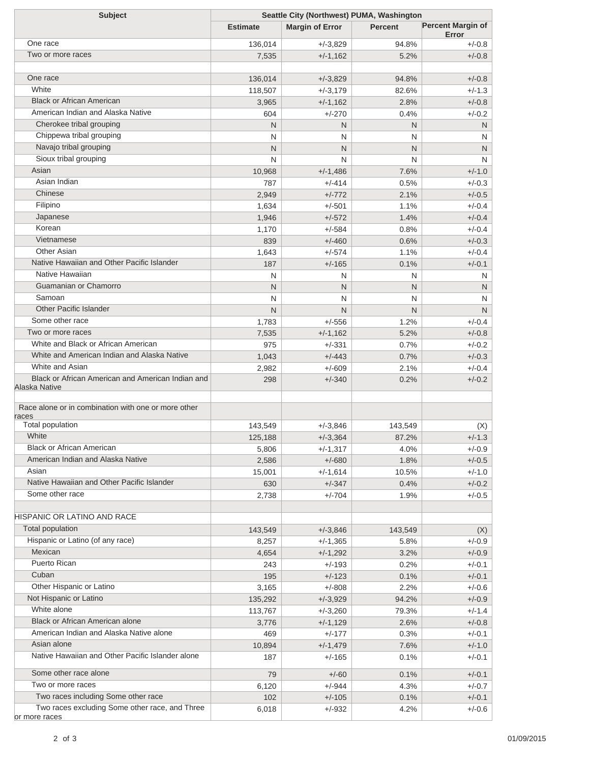| Subject | Seattle City (Northwest) PUMA, Washington | | | |
|---|---|---|---|---|
| | Estimate | Margin of Error | Percent | Percent Margin of Error |
| One race | 136,014 | +/-3,829 | 94.8% | +/-0.8 |
| Two or more races | 7,535 | +/-1,162 | 5.2% | +/-0.8 |
| | | | | |
| One race | 136,014 | +/-3,829 | 94.8% | +/-0.8 |
| White | 118,507 | +/-3,179 | 82.6% | +/-1.3 |
| Black or African American | 3,965 | +/-1,162 | 2.8% | +/-0.8 |
| American Indian and Alaska Native | 604 | +/-270 | 0.4% | +/-0.2 |
| Cherokee tribal grouping | N | N | N | N |
| Chippewa tribal grouping | N | N | N | N |
| Navajo tribal grouping | N | N | N | N |
| Sioux tribal grouping | N | N | N | N |
| Asian | 10,968 | +/-1,486 | 7.6% | +/-1.0 |
| Asian Indian | 787 | +/-414 | 0.5% | +/-0.3 |
| Chinese | 2,949 | +/-772 | 2.1% | +/-0.5 |
| Filipino | 1,634 | +/-501 | 1.1% | +/-0.4 |
| Japanese | 1,946 | +/-572 | 1.4% | +/-0.4 |
| Korean | 1,170 | +/-584 | 0.8% | +/-0.4 |
| Vietnamese | 839 | +/-460 | 0.6% | +/-0.3 |
| Other Asian | 1,643 | +/-574 | 1.1% | +/-0.4 |
| Native Hawaiian and Other Pacific Islander | 187 | +/-165 | 0.1% | +/-0.1 |
| Native Hawaiian | N | N | N | N |
| Guamanian or Chamorro | N | N | N | N |
| Samoan | N | N | N | N |
| Other Pacific Islander | N | N | N | N |
| Some other race | 1,783 | +/-556 | 1.2% | +/-0.4 |
| Two or more races | 7,535 | +/-1,162 | 5.2% | +/-0.8 |
| White and Black or African American | 975 | +/-331 | 0.7% | +/-0.2 |
| White and American Indian and Alaska Native | 1,043 | +/-443 | 0.7% | +/-0.3 |
| White and Asian | 2,982 | +/-609 | 2.1% | +/-0.4 |
| Black or African American and American Indian and Alaska Native | 298 | +/-340 | 0.2% | +/-0.2 |
| | | | | |
| Race alone or in combination with one or more other races | | | | |
| Total population | 143,549 | +/-3,846 | 143,549 | (X) |
| White | 125,188 | +/-3,364 | 87.2% | +/-1.3 |
| Black or African American | 5,806 | +/-1,317 | 4.0% | +/-0.9 |
| American Indian and Alaska Native | 2,586 | +/-680 | 1.8% | +/-0.5 |
| Asian | 15,001 | +/-1,614 | 10.5% | +/-1.0 |
| Native Hawaiian and Other Pacific Islander | 630 | +/-347 | 0.4% | +/-0.2 |
| Some other race | 2,738 | +/-704 | 1.9% | +/-0.5 |
| | | | | |
| HISPANIC OR LATINO AND RACE | | | | |
| Total population | 143,549 | +/-3,846 | 143,549 | (X) |
| Hispanic or Latino (of any race) | 8,257 | +/-1,365 | 5.8% | +/-0.9 |
| Mexican | 4,654 | +/-1,292 | 3.2% | +/-0.9 |
| Puerto Rican | 243 | +/-193 | 0.2% | +/-0.1 |
| Cuban | 195 | +/-123 | 0.1% | +/-0.1 |
| Other Hispanic or Latino | 3,165 | +/-808 | 2.2% | +/-0.6 |
| Not Hispanic or Latino | 135,292 | +/-3,929 | 94.2% | +/-0.9 |
| White alone | 113,767 | +/-3,260 | 79.3% | +/-1.4 |
| Black or African American alone | 3,776 | +/-1,129 | 2.6% | +/-0.8 |
| American Indian and Alaska Native alone | 469 | +/-177 | 0.3% | +/-0.1 |
| Asian alone | 10,894 | +/-1,479 | 7.6% | +/-1.0 |
| Native Hawaiian and Other Pacific Islander alone | 187 | +/-165 | 0.1% | +/-0.1 |
| Some other race alone | 79 | +/-60 | 0.1% | +/-0.1 |
| Two or more races | 6,120 | +/-944 | 4.3% | +/-0.7 |
| Two races including Some other race | 102 | +/-105 | 0.1% | +/-0.1 |
| Two races excluding Some other race, and Three or more races | 6,018 | +/-932 | 4.2% | +/-0.6 |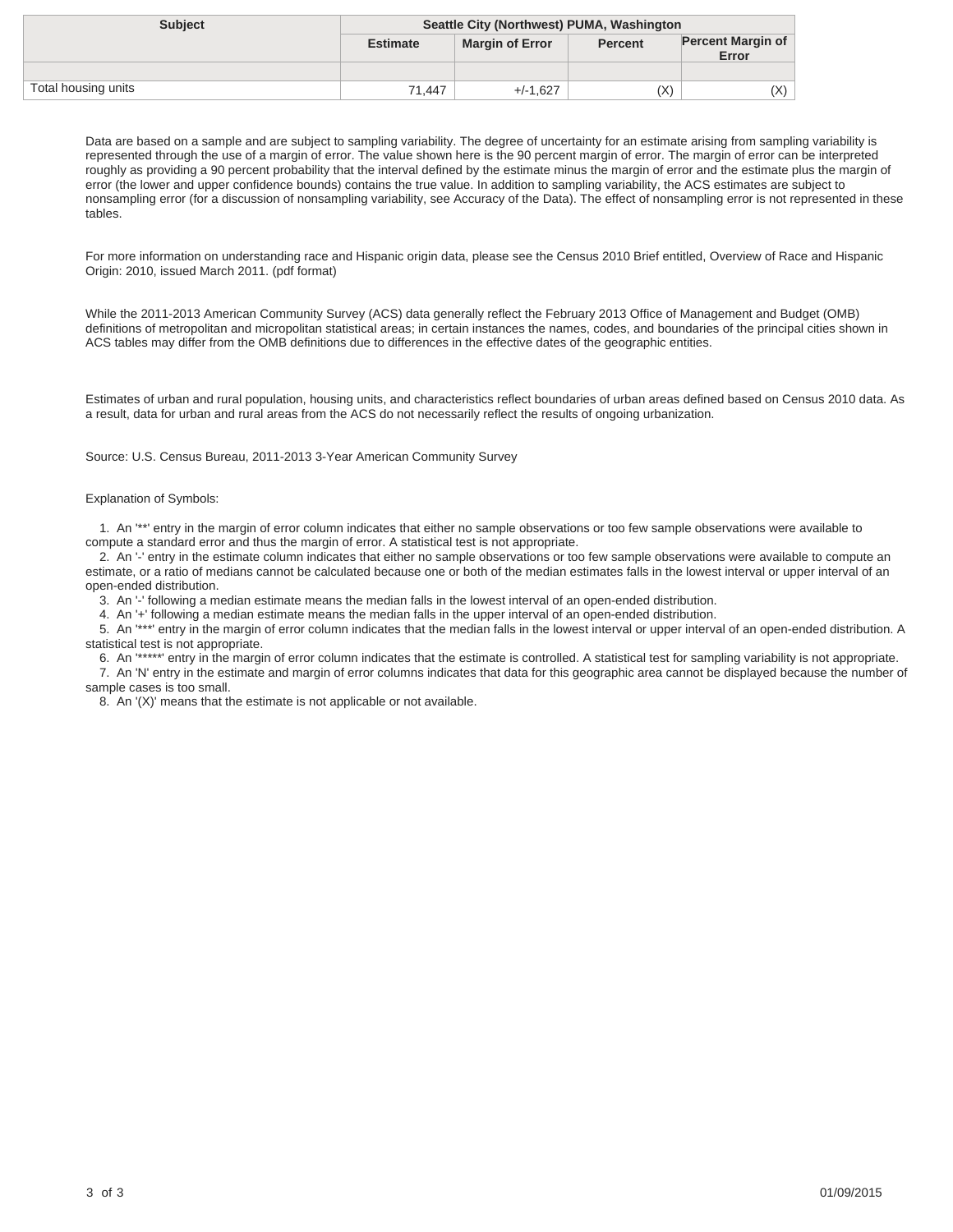| Subject | Seattle City (Northwest) PUMA, Washington | | | |
|---|---|---|---|---|
| | Estimate | Margin of Error | Percent | Percent Margin of Error |
| | | | | |
| Total housing units | 71,447 | +/-1,627 | (X) | (X) |

Data are based on a sample and are subject to sampling variability. The degree of uncertainty for an estimate arising from sampling variability is represented through the use of a margin of error. The value shown here is the 90 percent margin of error. The margin of error can be interpreted roughly as providing a 90 percent probability that the interval defined by the estimate minus the margin of error and the estimate plus the margin of error (the lower and upper confidence bounds) contains the true value. In addition to sampling variability, the ACS estimates are subject to nonsampling error (for a discussion of nonsampling variability, see Accuracy of the Data). The effect of nonsampling error is not represented in these tables.

For more information on understanding race and Hispanic origin data, please see the Census 2010 Brief entitled, Overview of Race and Hispanic Origin: 2010, issued March 2011. (pdf format)

While the 2011-2013 American Community Survey (ACS) data generally reflect the February 2013 Office of Management and Budget (OMB) definitions of metropolitan and micropolitan statistical areas; in certain instances the names, codes, and boundaries of the principal cities shown in ACS tables may differ from the OMB definitions due to differences in the effective dates of the geographic entities.

Estimates of urban and rural population, housing units, and characteristics reflect boundaries of urban areas defined based on Census 2010 data. As a result, data for urban and rural areas from the ACS do not necessarily reflect the results of ongoing urbanization.

Source: U.S. Census Bureau, 2011-2013 3-Year American Community Survey

Explanation of Symbols:

1. An '**' entry in the margin of error column indicates that either no sample observations or too few sample observations were available to compute a standard error and thus the margin of error. A statistical test is not appropriate.
2. An '-' entry in the estimate column indicates that either no sample observations or too few sample observations were available to compute an estimate, or a ratio of medians cannot be calculated because one or both of the median estimates falls in the lowest interval or upper interval of an open-ended distribution.
3. An '-' following a median estimate means the median falls in the lowest interval of an open-ended distribution.
4. An '+' following a median estimate means the median falls in the upper interval of an open-ended distribution.
5. An '***' entry in the margin of error column indicates that the median falls in the lowest interval or upper interval of an open-ended distribution. A statistical test is not appropriate.
6. An '*****' entry in the margin of error column indicates that the estimate is controlled. A statistical test for sampling variability is not appropriate.
7. An 'N' entry in the estimate and margin of error columns indicates that data for this geographic area cannot be displayed because the number of sample cases is too small.
8. An '(X)' means that the estimate is not applicable or not available.

01/09/2015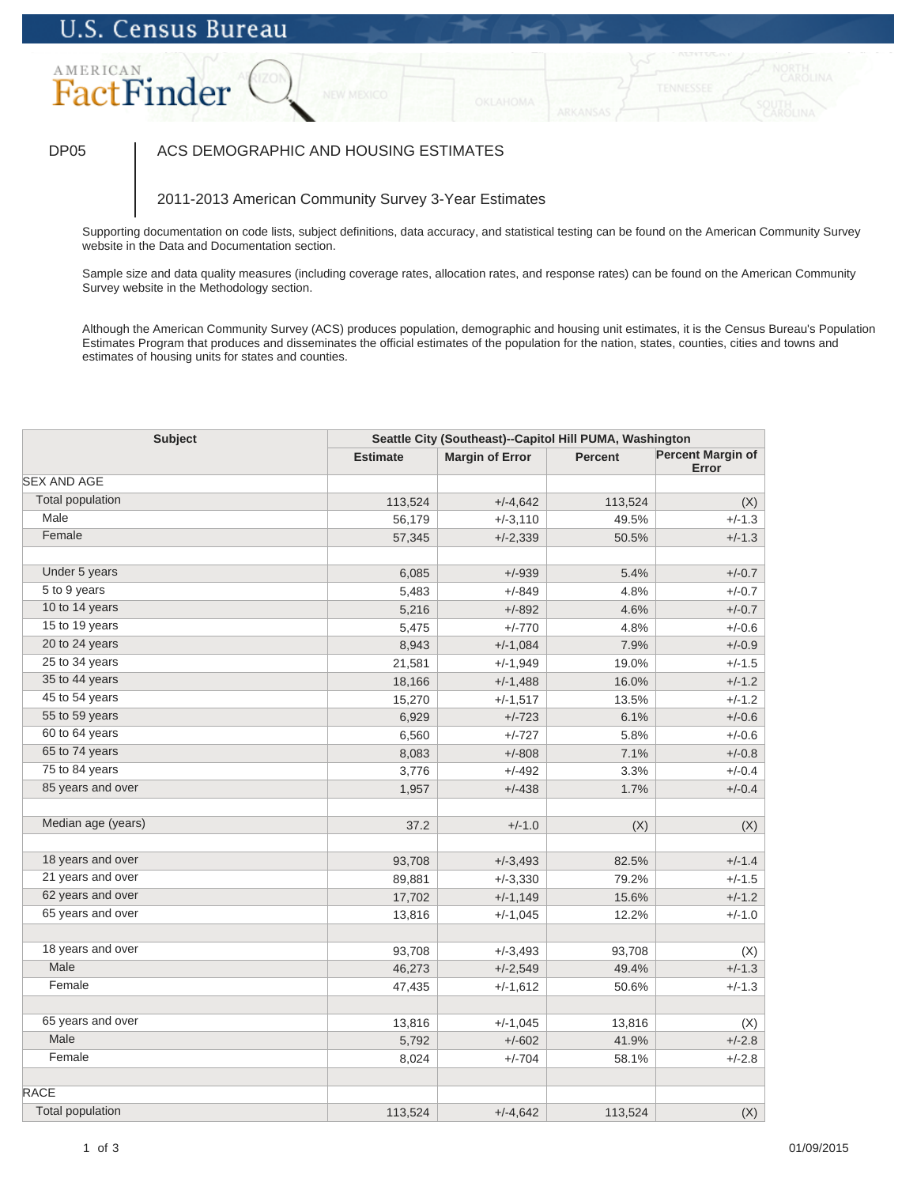U.S. Census Bureau

AMERICAN FactFinder

DP05 | ACS DEMOGRAPHIC AND HOUSING ESTIMATES

2011-2013 American Community Survey 3-Year Estimates

Supporting documentation on code lists, subject definitions, data accuracy, and statistical testing can be found on the American Community Survey website in the Data and Documentation section.

Sample size and data quality measures (including coverage rates, allocation rates, and response rates) can be found on the American Community Survey website in the Methodology section.

Although the American Community Survey (ACS) produces population, demographic and housing unit estimates, it is the Census Bureau's Population Estimates Program that produces and disseminates the official estimates of the population for the nation, states, counties, cities and towns and estimates of housing units for states and counties.

| Subject | Seattle City (Southeast)--Capitol Hill PUMA, Washington | | | |
|---|---|---|---|---|
| | Estimate | Margin of Error | Percent | Percent Margin of Error |
| SEX AND AGE | | | | |
| Total population | 113,524 | +/-4,642 | 113,524 | (X) |
| Male | 56,179 | +/-3,110 | 49.5% | +/-1.3 |
| Female | 57,345 | +/-2,339 | 50.5% | +/-1.3 |
| | | | | |
| Under 5 years | 6,085 | +/-939 | 5.4% | +/-0.7 |
| 5 to 9 years | 5,483 | +/-849 | 4.8% | +/-0.7 |
| 10 to 14 years | 5,216 | +/-892 | 4.6% | +/-0.7 |
| 15 to 19 years | 5,475 | +/-770 | 4.8% | +/-0.6 |
| 20 to 24 years | 8,943 | +/-1,084 | 7.9% | +/-0.9 |
| 25 to 34 years | 21,581 | +/-1,949 | 19.0% | +/-1.5 |
| 35 to 44 years | 18,166 | +/-1,488 | 16.0% | +/-1.2 |
| 45 to 54 years | 15,270 | +/-1,517 | 13.5% | +/-1.2 |
| 55 to 59 years | 6,929 | +/-723 | 6.1% | +/-0.6 |
| 60 to 64 years | 6,560 | +/-727 | 5.8% | +/-0.6 |
| 65 to 74 years | 8,083 | +/-808 | 7.1% | +/-0.8 |
| 75 to 84 years | 3,776 | +/-492 | 3.3% | +/-0.4 |
| 85 years and over | 1,957 | +/-438 | 1.7% | +/-0.4 |
| | | | | |
| Median age (years) | 37.2 | +/-1.0 | (X) | (X) |
| | | | | |
| 18 years and over | 93,708 | +/-3,493 | 82.5% | +/-1.4 |
| 21 years and over | 89,881 | +/-3,330 | 79.2% | +/-1.5 |
| 62 years and over | 17,702 | +/-1,149 | 15.6% | +/-1.2 |
| 65 years and over | 13,816 | +/-1,045 | 12.2% | +/-1.0 |
| | | | | |
| 18 years and over | 93,708 | +/-3,493 | 93,708 | (X) |
| Male | 46,273 | +/-2,549 | 49.4% | +/-1.3 |
| Female | 47,435 | +/-1,612 | 50.6% | +/-1.3 |
| | | | | |
| 65 years and over | 13,816 | +/-1,045 | 13,816 | (X) |
| Male | 5,792 | +/-602 | 41.9% | +/-2.8 |
| Female | 8,024 | +/-704 | 58.1% | +/-2.8 |
| | | | | |
| RACE | | | | |
| Total population | 113,524 | +/-4,642 | 113,524 | (X) |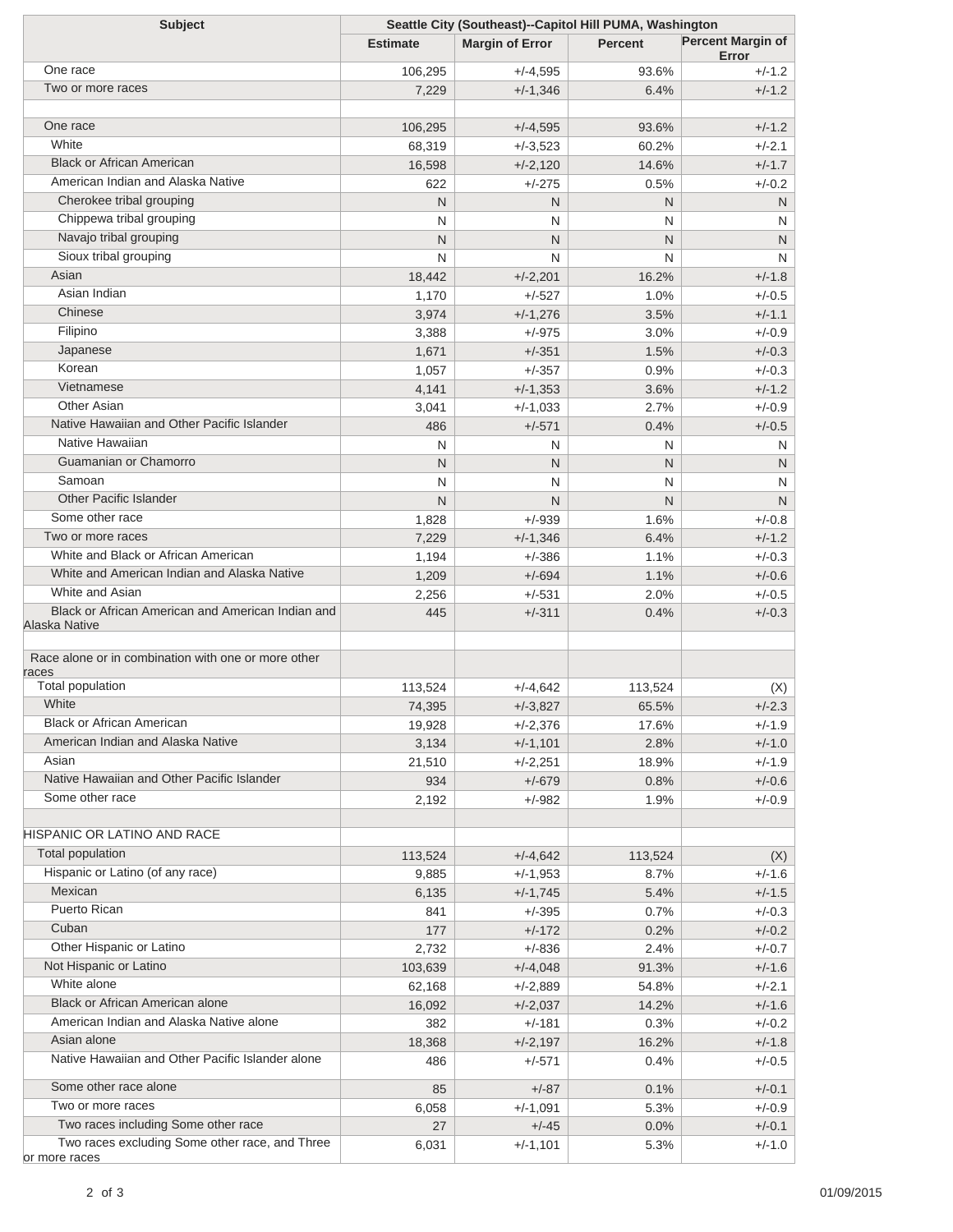| Subject | Seattle City (Southeast)--Capitol Hill PUMA, Washington | | | |
|---|---|---|---|---|
| | Estimate | Margin of Error | Percent | Percent Margin of Error |
| One race | 106,295 | +/-4,595 | 93.6% | +/-1.2 |
| Two or more races | 7,229 | +/-1,346 | 6.4% | +/-1.2 |
| | | | | |
| One race | 106,295 | +/-4,595 | 93.6% | +/-1.2 |
| White | 68,319 | +/-3,523 | 60.2% | +/-2.1 |
| Black or African American | 16,598 | +/-2,120 | 14.6% | +/-1.7 |
| American Indian and Alaska Native | 622 | +/-275 | 0.5% | +/-0.2 |
| Cherokee tribal grouping | N | N | N | N |
| Chippewa tribal grouping | N | N | N | N |
| Navajo tribal grouping | N | N | N | N |
| Sioux tribal grouping | N | N | N | N |
| Asian | 18,442 | +/-2,201 | 16.2% | +/-1.8 |
| Asian Indian | 1,170 | +/-527 | 1.0% | +/-0.5 |
| Chinese | 3,974 | +/-1,276 | 3.5% | +/-1.1 |
| Filipino | 3,388 | +/-975 | 3.0% | +/-0.9 |
| Japanese | 1,671 | +/-351 | 1.5% | +/-0.3 |
| Korean | 1,057 | +/-357 | 0.9% | +/-0.3 |
| Vietnamese | 4,141 | +/-1,353 | 3.6% | +/-1.2 |
| Other Asian | 3,041 | +/-1,033 | 2.7% | +/-0.9 |
| Native Hawaiian and Other Pacific Islander | 486 | +/-571 | 0.4% | +/-0.5 |
| Native Hawaiian | N | N | N | N |
| Guamanian or Chamorro | N | N | N | N |
| Samoan | N | N | N | N |
| Other Pacific Islander | N | N | N | N |
| Some other race | 1,828 | +/-939 | 1.6% | +/-0.8 |
| Two or more races | 7,229 | +/-1,346 | 6.4% | +/-1.2 |
| White and Black or African American | 1,194 | +/-386 | 1.1% | +/-0.3 |
| White and American Indian and Alaska Native | 1,209 | +/-694 | 1.1% | +/-0.6 |
| White and Asian | 2,256 | +/-531 | 2.0% | +/-0.5 |
| Black or African American and American Indian and Alaska Native | 445 | +/-311 | 0.4% | +/-0.3 |
| | | | | |
| Race alone or in combination with one or more other races | | | | |
| Total population | 113,524 | +/-4,642 | 113,524 | (X) |
| White | 74,395 | +/-3,827 | 65.5% | +/-2.3 |
| Black or African American | 19,928 | +/-2,376 | 17.6% | +/-1.9 |
| American Indian and Alaska Native | 3,134 | +/-1,101 | 2.8% | +/-1.0 |
| Asian | 21,510 | +/-2,251 | 18.9% | +/-1.9 |
| Native Hawaiian and Other Pacific Islander | 934 | +/-679 | 0.8% | +/-0.6 |
| Some other race | 2,192 | +/-982 | 1.9% | +/-0.9 |
| | | | | |
| HISPANIC OR LATINO AND RACE | | | | |
| Total population | 113,524 | +/-4,642 | 113,524 | (X) |
| Hispanic or Latino (of any race) | 9,885 | +/-1,953 | 8.7% | +/-1.6 |
| Mexican | 6,135 | +/-1,745 | 5.4% | +/-1.5 |
| Puerto Rican | 841 | +/-395 | 0.7% | +/-0.3 |
| Cuban | 177 | +/-172 | 0.2% | +/-0.2 |
| Other Hispanic or Latino | 2,732 | +/-836 | 2.4% | +/-0.7 |
| Not Hispanic or Latino | 103,639 | +/-4,048 | 91.3% | +/-1.6 |
| White alone | 62,168 | +/-2,889 | 54.8% | +/-2.1 |
| Black or African American alone | 16,092 | +/-2,037 | 14.2% | +/-1.6 |
| American Indian and Alaska Native alone | 382 | +/-181 | 0.3% | +/-0.2 |
| Asian alone | 18,368 | +/-2,197 | 16.2% | +/-1.8 |
| Native Hawaiian and Other Pacific Islander alone | 486 | +/-571 | 0.4% | +/-0.5 |
| Some other race alone | 85 | +/-87 | 0.1% | +/-0.1 |
| Two or more races | 6,058 | +/-1,091 | 5.3% | +/-0.9 |
| Two races including Some other race | 27 | +/-45 | 0.0% | +/-0.1 |
| Two races excluding Some other race, and Three or more races | 6,031 | +/-1,101 | 5.3% | +/-1.0 |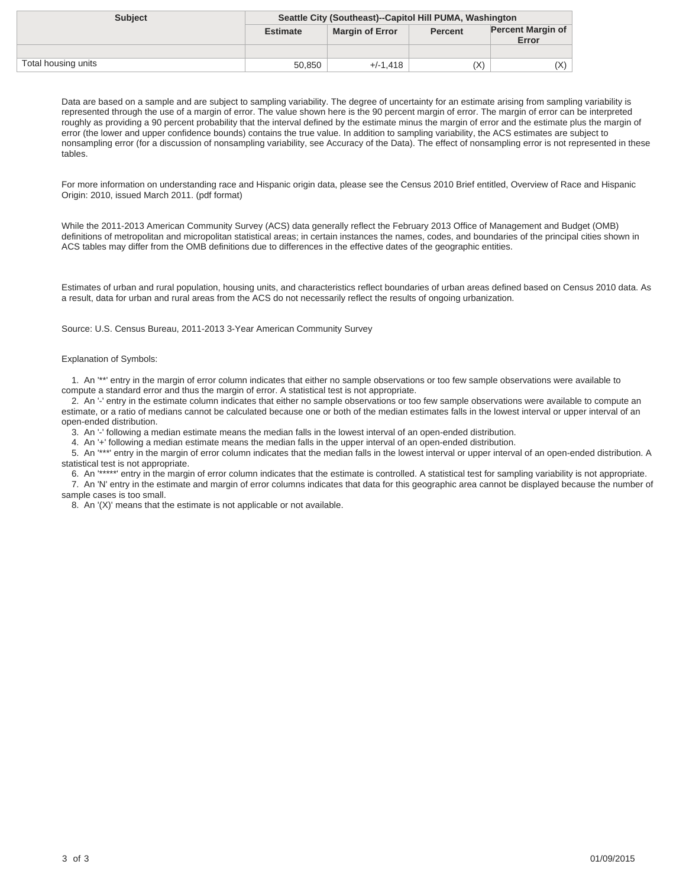| Subject | Seattle City (Southeast)--Capitol Hill PUMA, Washington | | | |
|---|---|---|---|---|
| | Estimate | Margin of Error | Percent | Percent Margin of Error |
| | | | | |
| Total housing units | 50,850 | +/-1,418 | (X) | (X) |

Data are based on a sample and are subject to sampling variability. The degree of uncertainty for an estimate arising from sampling variability is represented through the use of a margin of error. The value shown here is the 90 percent margin of error. The margin of error can be interpreted roughly as providing a 90 percent probability that the interval defined by the estimate minus the margin of error and the estimate plus the margin of error (the lower and upper confidence bounds) contains the true value. In addition to sampling variability, the ACS estimates are subject to nonsampling error (for a discussion of nonsampling variability, see Accuracy of the Data). The effect of nonsampling error is not represented in these tables.

For more information on understanding race and Hispanic origin data, please see the Census 2010 Brief entitled, Overview of Race and Hispanic Origin: 2010, issued March 2011. (pdf format)

While the 2011-2013 American Community Survey (ACS) data generally reflect the February 2013 Office of Management and Budget (OMB) definitions of metropolitan and micropolitan statistical areas; in certain instances the names, codes, and boundaries of the principal cities shown in ACS tables may differ from the OMB definitions due to differences in the effective dates of the geographic entities.

Estimates of urban and rural population, housing units, and characteristics reflect boundaries of urban areas defined based on Census 2010 data. As a result, data for urban and rural areas from the ACS do not necessarily reflect the results of ongoing urbanization.

Source: U.S. Census Bureau, 2011-2013 3-Year American Community Survey

Explanation of Symbols:

1. An '**' entry in the margin of error column indicates that either no sample observations or too few sample observations were available to compute a standard error and thus the margin of error. A statistical test is not appropriate.
2. An '-' entry in the estimate column indicates that either no sample observations or too few sample observations were available to compute an estimate, or a ratio of medians cannot be calculated because one or both of the median estimates falls in the lowest interval or upper interval of an open-ended distribution.
3. An '-' following a median estimate means the median falls in the lowest interval of an open-ended distribution.
4. An '+' following a median estimate means the median falls in the upper interval of an open-ended distribution.
5. An '***' entry in the margin of error column indicates that the median falls in the lowest interval or upper interval of an open-ended distribution. A statistical test is not appropriate.
6. An '*****' entry in the margin of error column indicates that the estimate is controlled. A statistical test for sampling variability is not appropriate.
7. An 'N' entry in the estimate and margin of error columns indicates that data for this geographic area cannot be displayed because the number of sample cases is too small.
8. An '(X)' means that the estimate is not applicable or not available.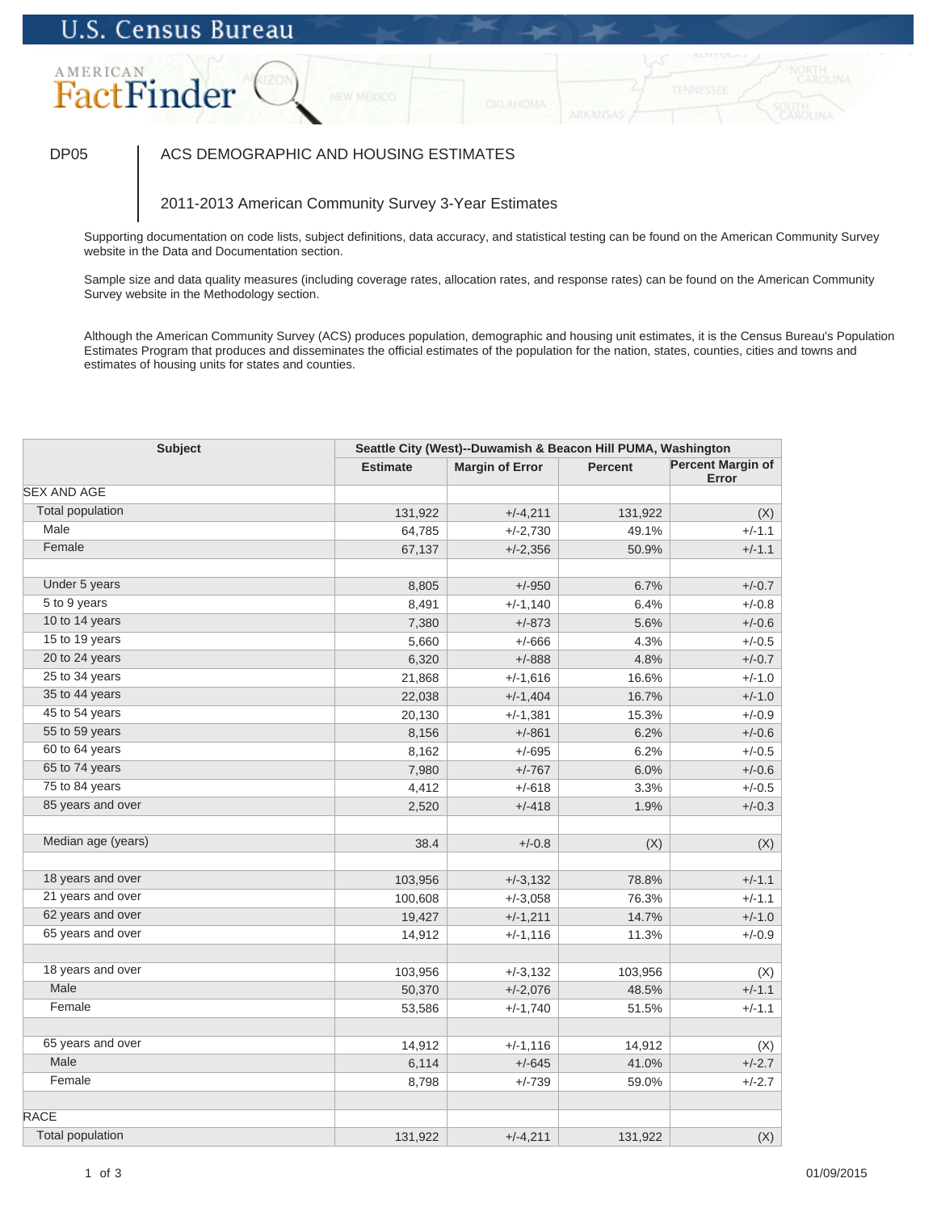U.S. Census Bureau

AMERICAN FactFinder

DP05 | ACS DEMOGRAPHIC AND HOUSING ESTIMATES

2011-2013 American Community Survey 3-Year Estimates

Supporting documentation on code lists, subject definitions, data accuracy, and statistical testing can be found on the American Community Survey website in the Data and Documentation section.

Sample size and data quality measures (including coverage rates, allocation rates, and response rates) can be found on the American Community Survey website in the Methodology section.

Although the American Community Survey (ACS) produces population, demographic and housing unit estimates, it is the Census Bureau's Population Estimates Program that produces and disseminates the official estimates of the population for the nation, states, counties, cities and towns and estimates of housing units for states and counties.

| Subject | Seattle City (West)--Duwamish & Beacon Hill PUMA, Washington | | | |
|---|---|---|---|---|
| | Estimate | Margin of Error | Percent | Percent Margin of Error |
| SEX AND AGE | | | | |
| Total population | 131,922 | +/-4,211 | 131,922 | (X) |
| Male | 64,785 | +/-2,730 | 49.1% | +/-1.1 |
| Female | 67,137 | +/-2,356 | 50.9% | +/-1.1 |
| | | | | |
| Under 5 years | 8,805 | +/-950 | 6.7% | +/-0.7 |
| 5 to 9 years | 8,491 | +/-1,140 | 6.4% | +/-0.8 |
| 10 to 14 years | 7,380 | +/-873 | 5.6% | +/-0.6 |
| 15 to 19 years | 5,660 | +/-666 | 4.3% | +/-0.5 |
| 20 to 24 years | 6,320 | +/-888 | 4.8% | +/-0.7 |
| 25 to 34 years | 21,868 | +/-1,616 | 16.6% | +/-1.0 |
| 35 to 44 years | 22,038 | +/-1,404 | 16.7% | +/-1.0 |
| 45 to 54 years | 20,130 | +/-1,381 | 15.3% | +/-0.9 |
| 55 to 59 years | 8,156 | +/-861 | 6.2% | +/-0.6 |
| 60 to 64 years | 8,162 | +/-695 | 6.2% | +/-0.5 |
| 65 to 74 years | 7,980 | +/-767 | 6.0% | +/-0.6 |
| 75 to 84 years | 4,412 | +/-618 | 3.3% | +/-0.5 |
| 85 years and over | 2,520 | +/-418 | 1.9% | +/-0.3 |
| | | | | |
| Median age (years) | 38.4 | +/-0.8 | (X) | (X) |
| | | | | |
| 18 years and over | 103,956 | +/-3,132 | 78.8% | +/-1.1 |
| 21 years and over | 100,608 | +/-3,058 | 76.3% | +/-1.1 |
| 62 years and over | 19,427 | +/-1,211 | 14.7% | +/-1.0 |
| 65 years and over | 14,912 | +/-1,116 | 11.3% | +/-0.9 |
| | | | | |
| 18 years and over | 103,956 | +/-3,132 | 103,956 | (X) |
| Male | 50,370 | +/-2,076 | 48.5% | +/-1.1 |
| Female | 53,586 | +/-1,740 | 51.5% | +/-1.1 |
| | | | | |
| 65 years and over | 14,912 | +/-1,116 | 14,912 | (X) |
| Male | 6,114 | +/-645 | 41.0% | +/-2.7 |
| Female | 8,798 | +/-739 | 59.0% | +/-2.7 |
| | | | | |
| RACE | | | | |
| Total population | 131,922 | +/-4,211 | 131,922 | (X) |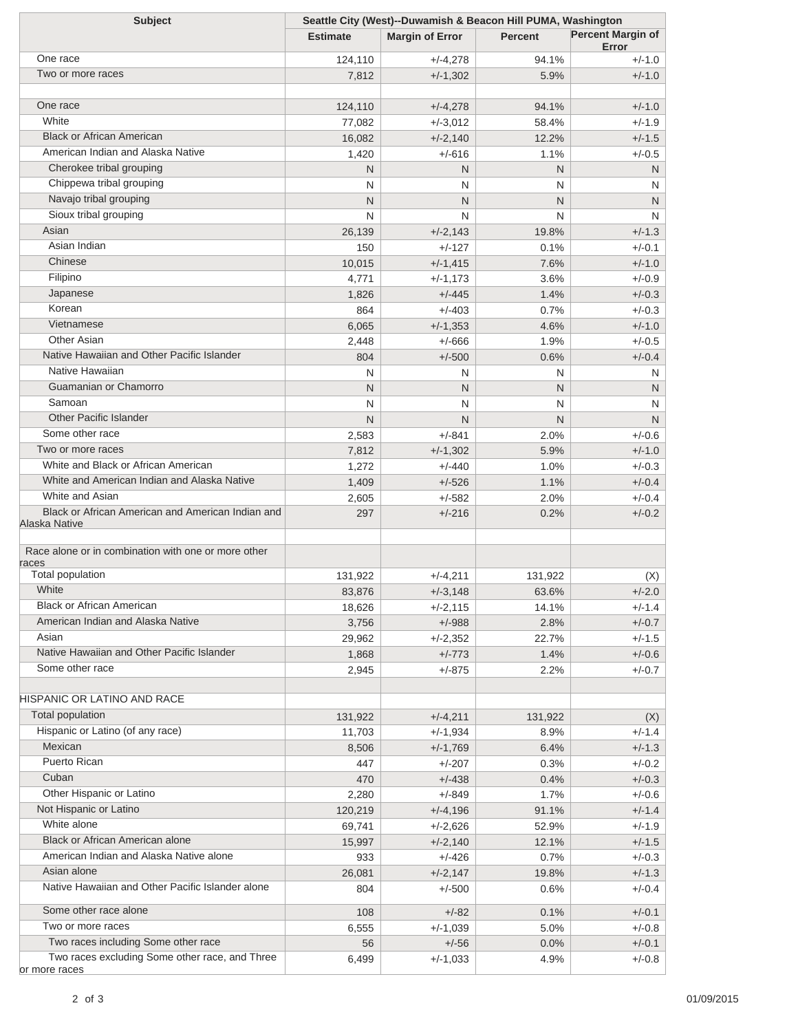| Subject | Seattle City (West)--Duwamish & Beacon Hill PUMA, Washington | | | |
|---|---|---|---|---|
| | Estimate | Margin of Error | Percent | Percent Margin of Error |
| One race | 124,110 | +/-4,278 | 94.1% | +/-1.0 |
| Two or more races | 7,812 | +/-1,302 | 5.9% | +/-1.0 |
| | | | | |
| One race | 124,110 | +/-4,278 | 94.1% | +/-1.0 |
| White | 77,082 | +/-3,012 | 58.4% | +/-1.9 |
| Black or African American | 16,082 | +/-2,140 | 12.2% | +/-1.5 |
| American Indian and Alaska Native | 1,420 | +/-616 | 1.1% | +/-0.5 |
| Cherokee tribal grouping | N | N | N | N |
| Chippewa tribal grouping | N | N | N | N |
| Navajo tribal grouping | N | N | N | N |
| Sioux tribal grouping | N | N | N | N |
| Asian | 26,139 | +/-2,143 | 19.8% | +/-1.3 |
| Asian Indian | 150 | +/-127 | 0.1% | +/-0.1 |
| Chinese | 10,015 | +/-1,415 | 7.6% | +/-1.0 |
| Filipino | 4,771 | +/-1,173 | 3.6% | +/-0.9 |
| Japanese | 1,826 | +/-445 | 1.4% | +/-0.3 |
| Korean | 864 | +/-403 | 0.7% | +/-0.3 |
| Vietnamese | 6,065 | +/-1,353 | 4.6% | +/-1.0 |
| Other Asian | 2,448 | +/-666 | 1.9% | +/-0.5 |
| Native Hawaiian and Other Pacific Islander | 804 | +/-500 | 0.6% | +/-0.4 |
| Native Hawaiian | N | N | N | N |
| Guamanian or Chamorro | N | N | N | N |
| Samoan | N | N | N | N |
| Other Pacific Islander | N | N | N | N |
| Some other race | 2,583 | +/-841 | 2.0% | +/-0.6 |
| Two or more races | 7,812 | +/-1,302 | 5.9% | +/-1.0 |
| White and Black or African American | 1,272 | +/-440 | 1.0% | +/-0.3 |
| White and American Indian and Alaska Native | 1,409 | +/-526 | 1.1% | +/-0.4 |
| White and Asian | 2,605 | +/-582 | 2.0% | +/-0.4 |
| Black or African American and American Indian and Alaska Native | 297 | +/-216 | 0.2% | +/-0.2 |
| | | | | |
| Race alone or in combination with one or more other races | | | | |
| Total population | 131,922 | +/-4,211 | 131,922 | (X) |
| White | 83,876 | +/-3,148 | 63.6% | +/-2.0 |
| Black or African American | 18,626 | +/-2,115 | 14.1% | +/-1.4 |
| American Indian and Alaska Native | 3,756 | +/-988 | 2.8% | +/-0.7 |
| Asian | 29,962 | +/-2,352 | 22.7% | +/-1.5 |
| Native Hawaiian and Other Pacific Islander | 1,868 | +/-773 | 1.4% | +/-0.6 |
| Some other race | 2,945 | +/-875 | 2.2% | +/-0.7 |
| | | | | |
| HISPANIC OR LATINO AND RACE | | | | |
| Total population | 131,922 | +/-4,211 | 131,922 | (X) |
| Hispanic or Latino (of any race) | 11,703 | +/-1,934 | 8.9% | +/-1.4 |
| Mexican | 8,506 | +/-1,769 | 6.4% | +/-1.3 |
| Puerto Rican | 447 | +/-207 | 0.3% | +/-0.2 |
| Cuban | 470 | +/-438 | 0.4% | +/-0.3 |
| Other Hispanic or Latino | 2,280 | +/-849 | 1.7% | +/-0.6 |
| Not Hispanic or Latino | 120,219 | +/-4,196 | 91.1% | +/-1.4 |
| White alone | 69,741 | +/-2,626 | 52.9% | +/-1.9 |
| Black or African American alone | 15,997 | +/-2,140 | 12.1% | +/-1.5 |
| American Indian and Alaska Native alone | 933 | +/-426 | 0.7% | +/-0.3 |
| Asian alone | 26,081 | +/-2,147 | 19.8% | +/-1.3 |
| Native Hawaiian and Other Pacific Islander alone | 804 | +/-500 | 0.6% | +/-0.4 |
| Some other race alone | 108 | +/-82 | 0.1% | +/-0.1 |
| Two or more races | 6,555 | +/-1,039 | 5.0% | +/-0.8 |
| Two races including Some other race | 56 | +/-56 | 0.0% | +/-0.1 |
| Two races excluding Some other race, and Three or more races | 6,499 | +/-1,033 | 4.9% | +/-0.8 |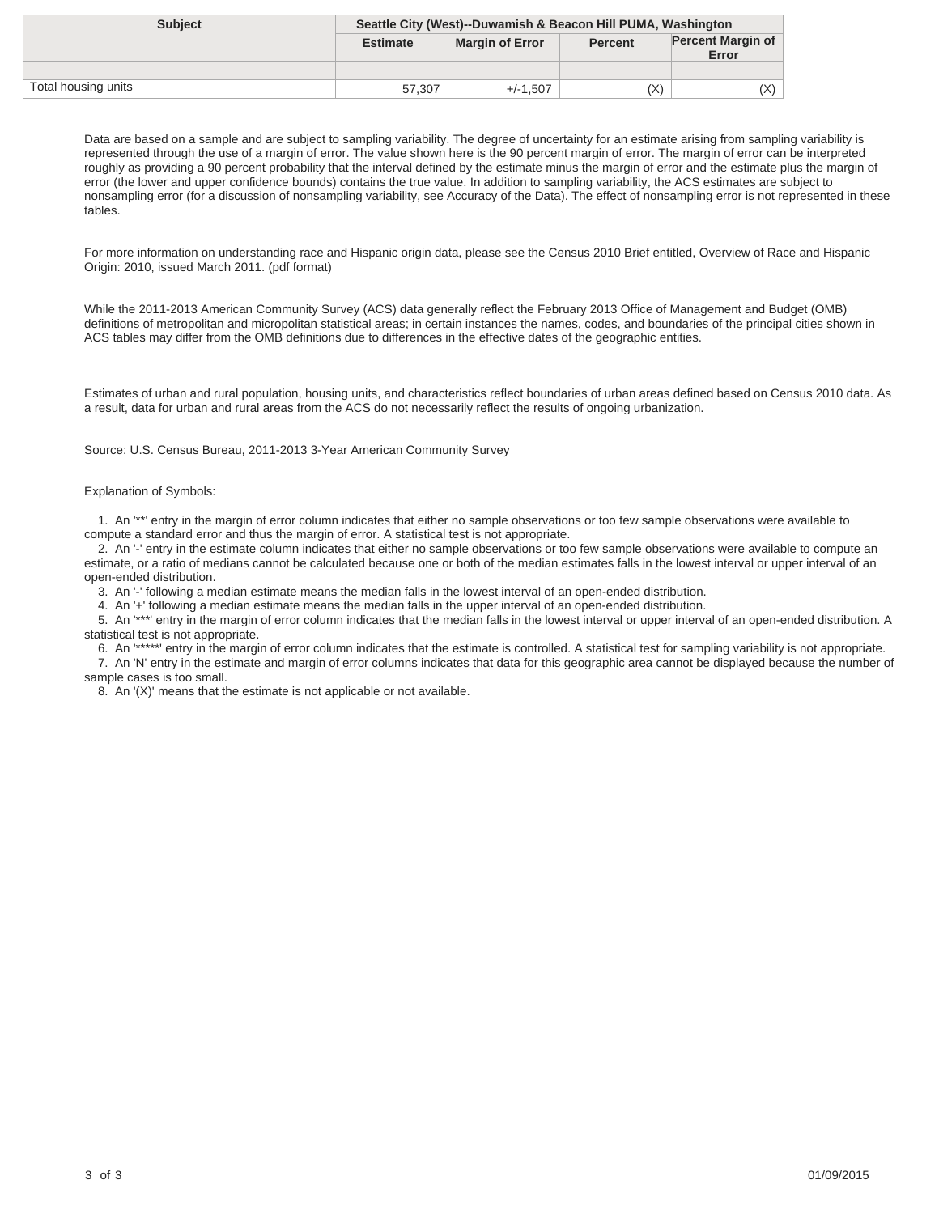| Subject | Seattle City (West)--Duwamish & Beacon Hill PUMA, Washington | | | |
|---|---|---|---|---|
| | Estimate | Margin of Error | Percent | Percent Margin of Error |
| | | | | |
| Total housing units | 57,307 | +/-1,507 | (X) | (X) |

Data are based on a sample and are subject to sampling variability. The degree of uncertainty for an estimate arising from sampling variability is represented through the use of a margin of error. The value shown here is the 90 percent margin of error. The margin of error can be interpreted roughly as providing a 90 percent probability that the interval defined by the estimate minus the margin of error and the estimate plus the margin of error (the lower and upper confidence bounds) contains the true value. In addition to sampling variability, the ACS estimates are subject to nonsampling error (for a discussion of nonsampling variability, see Accuracy of the Data). The effect of nonsampling error is not represented in these tables.

For more information on understanding race and Hispanic origin data, please see the Census 2010 Brief entitled, Overview of Race and Hispanic Origin: 2010, issued March 2011. (pdf format)

While the 2011-2013 American Community Survey (ACS) data generally reflect the February 2013 Office of Management and Budget (OMB) definitions of metropolitan and micropolitan statistical areas; in certain instances the names, codes, and boundaries of the principal cities shown in ACS tables may differ from the OMB definitions due to differences in the effective dates of the geographic entities.

Estimates of urban and rural population, housing units, and characteristics reflect boundaries of urban areas defined based on Census 2010 data. As a result, data for urban and rural areas from the ACS do not necessarily reflect the results of ongoing urbanization.

Source: U.S. Census Bureau, 2011-2013 3-Year American Community Survey

Explanation of Symbols:

1. An '**' entry in the margin of error column indicates that either no sample observations or too few sample observations were available to compute a standard error and thus the margin of error. A statistical test is not appropriate.
2. An '-' entry in the estimate column indicates that either no sample observations or too few sample observations were available to compute an estimate, or a ratio of medians cannot be calculated because one or both of the median estimates falls in the lowest interval or upper interval of an open-ended distribution.
3. An '-' following a median estimate means the median falls in the lowest interval of an open-ended distribution.
4. An '+' following a median estimate means the median falls in the upper interval of an open-ended distribution.
5. An '***' entry in the margin of error column indicates that the median falls in the lowest interval or upper interval of an open-ended distribution. A statistical test is not appropriate.
6. An '*****' entry in the margin of error column indicates that the estimate is controlled. A statistical test for sampling variability is not appropriate.
7. An 'N' entry in the estimate and margin of error columns indicates that data for this geographic area cannot be displayed because the number of sample cases is too small.
8. An '(X)' means that the estimate is not applicable or not available.

01/09/2015